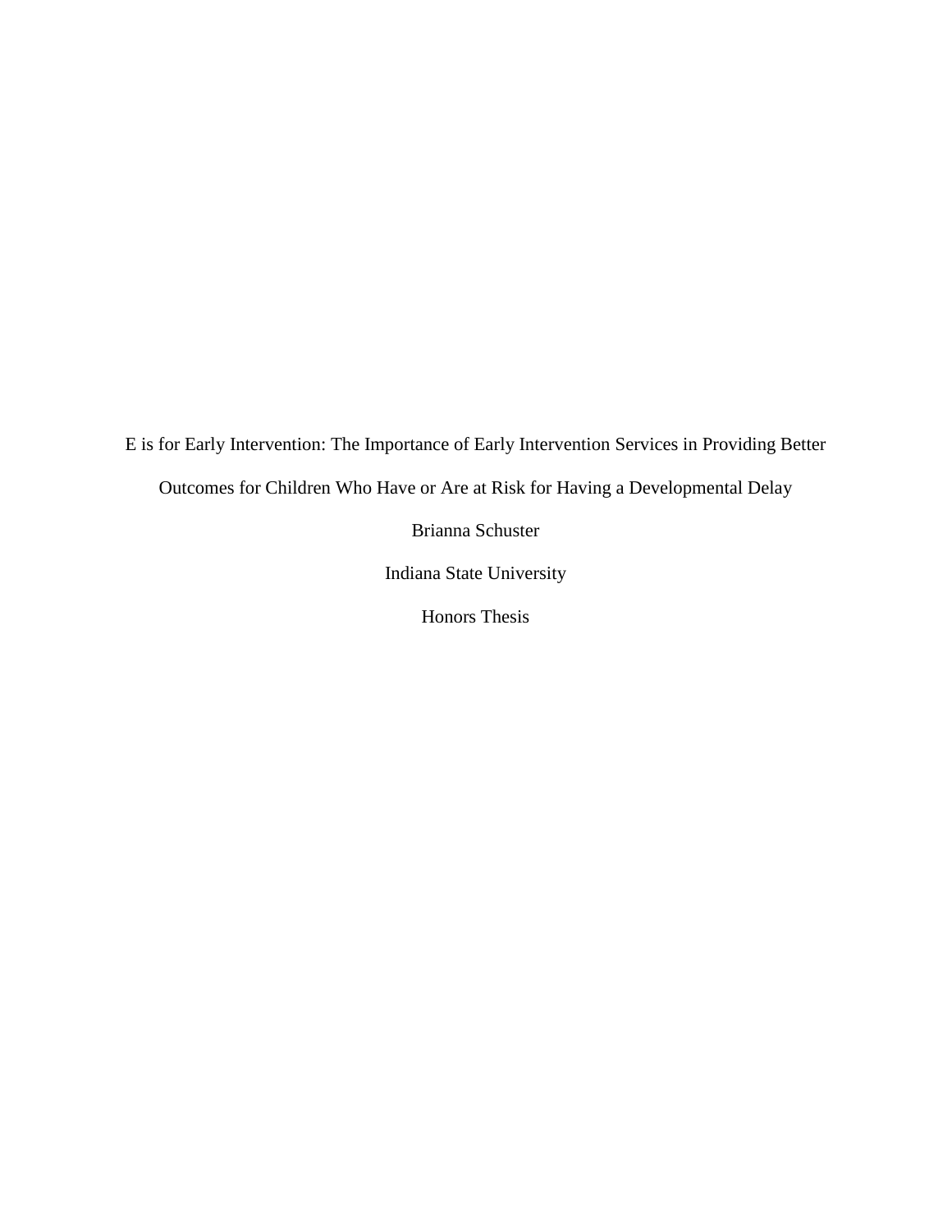# E is for Early Intervention: The Importance of Early Intervention Services in Providing Better Outcomes for Children Who Have or Are at Risk for Having a Developmental Delay

Brianna Schuster

Indiana State University

Honors Thesis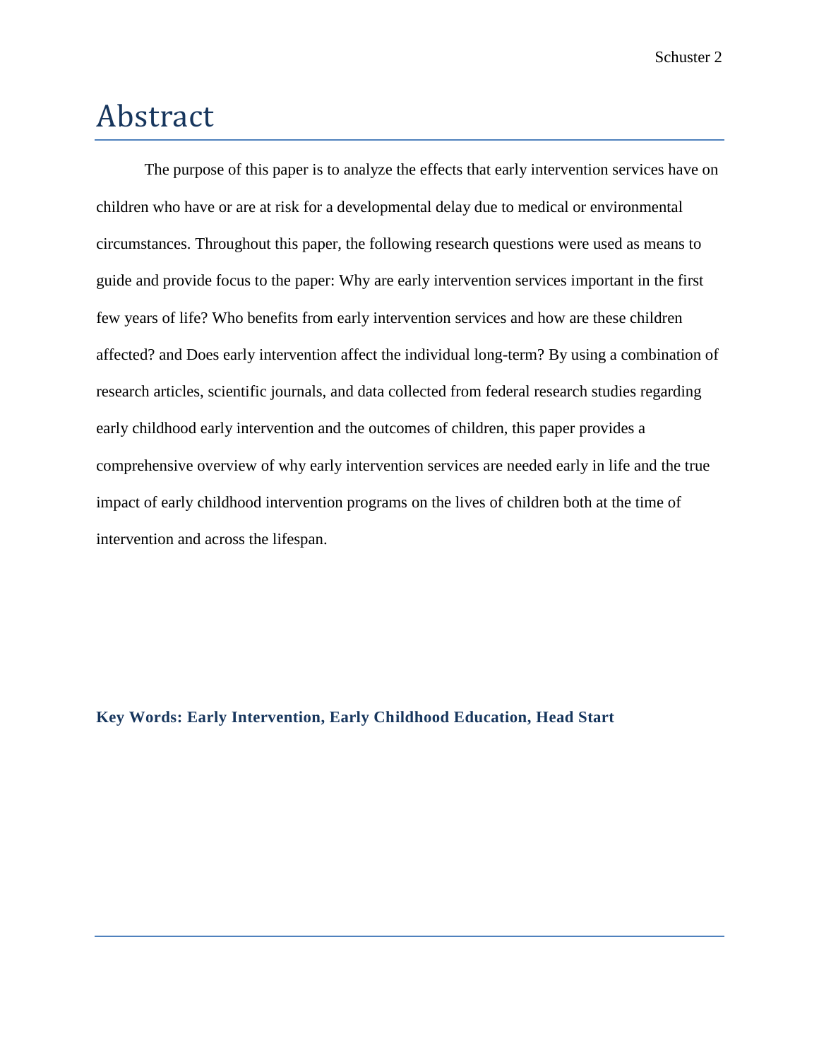# Abstract

The purpose of this paper is to analyze the effects that early intervention services have on children who have or are at risk for a developmental delay due to medical or environmental circumstances. Throughout this paper, the following research questions were used as means to guide and provide focus to the paper: Why are early intervention services important in the first few years of life? Who benefits from early intervention services and how are these children affected? and Does early intervention affect the individual long-term? By using a combination of research articles, scientific journals, and data collected from federal research studies regarding early childhood early intervention and the outcomes of children, this paper provides a comprehensive overview of why early intervention services are needed early in life and the true impact of early childhood intervention programs on the lives of children both at the time of intervention and across the lifespan.

**Key Words: Early Intervention, Early Childhood Education, Head Start**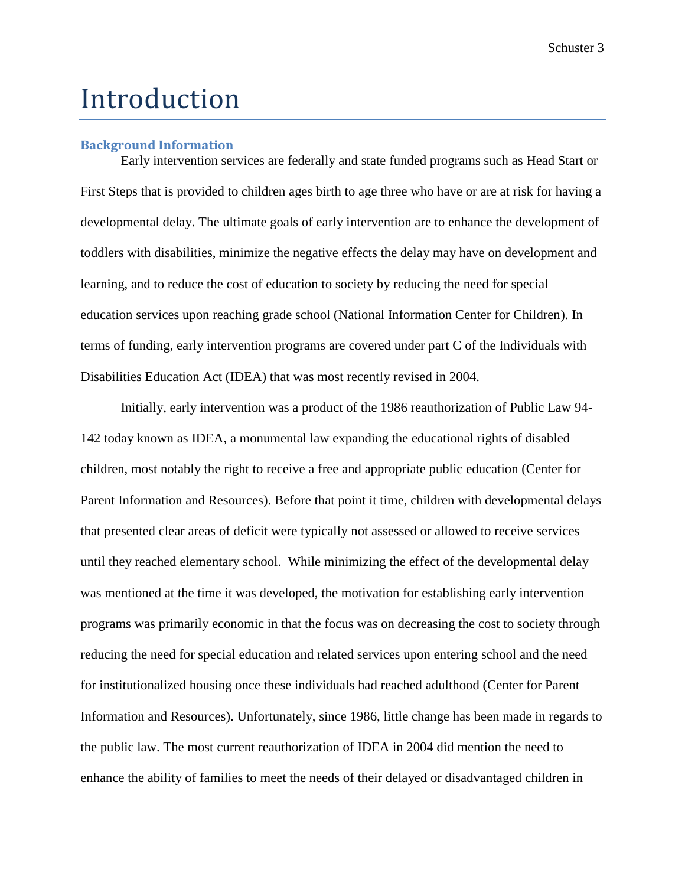# Introduction

## Background Information

Early intervention services are federally and state funded programs such as Head Start or First Steps that is provided to children ages birth to age three who have or are at risk for having a developmental delay. The ultimate goals of early intervention are to enhance the development of toddlers with disabilities, minimize the negative effects the delay may have on development and learning, and to reduce the cost of education to society by reducing the need for special education services upon reaching grade school (National Information Center for Children). In terms of funding, early intervention programs are covered under part C of the Individuals with Disabilities Education Act (IDEA) that was most recently revised in 2004.

Initially, early intervention was a product of the 1986 reauthorization of Public Law 94-142 today known as IDEA, a monumental law expanding the educational rights of disabled children, most notably the right to receive a free and appropriate public education (Center for Parent Information and Resources). Before that point it time, children with developmental delays that presented clear areas of deficit were typically not assessed or allowed to receive services until they reached elementary school. While minimizing the effect of the developmental delay was mentioned at the time it was developed, the motivation for establishing early intervention programs was primarily economic in that the focus was on decreasing the cost to society through reducing the need for special education and related services upon entering school and the need for institutionalized housing once these individuals had reached adulthood (Center for Parent Information and Resources). Unfortunately, since 1986, little change has been made in regards to the public law. The most current reauthorization of IDEA in 2004 did mention the need to enhance the ability of families to meet the needs of their delayed or disadvantaged children in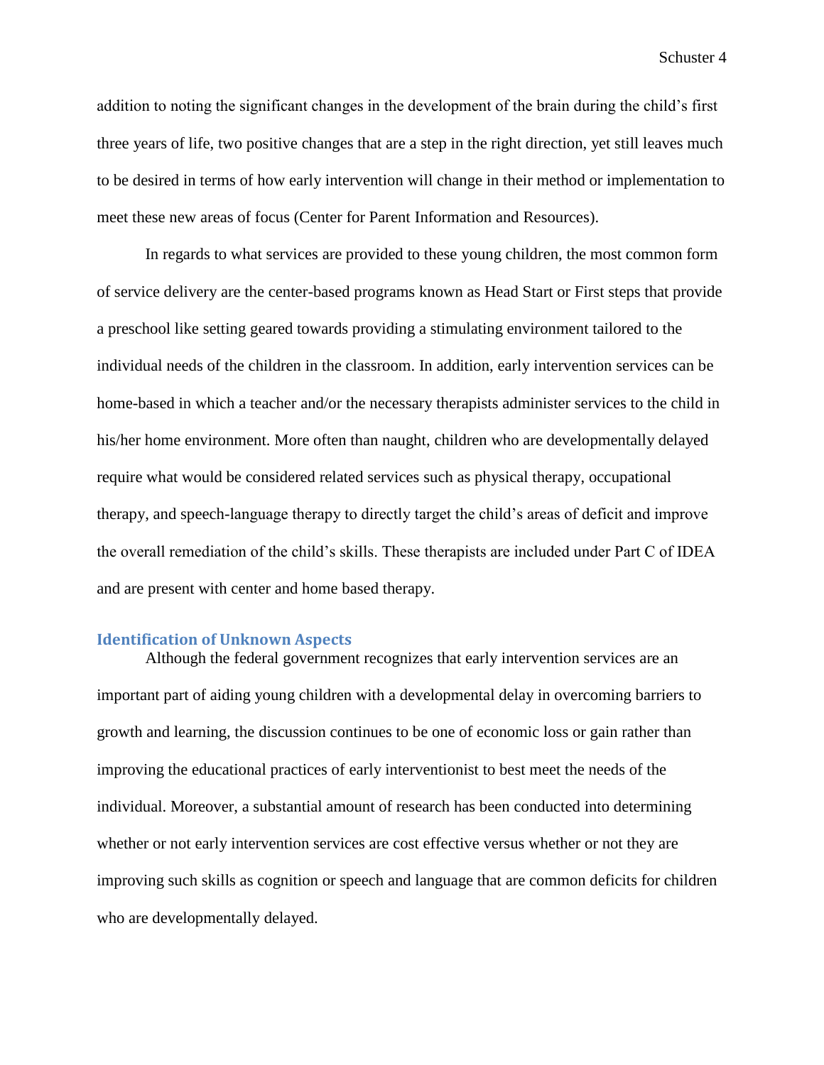addition to noting the significant changes in the development of the brain during the child's first three years of life, two positive changes that are a step in the right direction, yet still leaves much to be desired in terms of how early intervention will change in their method or implementation to meet these new areas of focus (Center for Parent Information and Resources).

In regards to what services are provided to these young children, the most common form of service delivery are the center-based programs known as Head Start or First steps that provide a preschool like setting geared towards providing a stimulating environment tailored to the individual needs of the children in the classroom. In addition, early intervention services can be home-based in which a teacher and/or the necessary therapists administer services to the child in his/her home environment. More often than naught, children who are developmentally delayed require what would be considered related services such as physical therapy, occupational therapy, and speech-language therapy to directly target the child's areas of deficit and improve the overall remediation of the child's skills. These therapists are included under Part C of IDEA and are present with center and home based therapy.

## Identification of Unknown Aspects

Although the federal government recognizes that early intervention services are an important part of aiding young children with a developmental delay in overcoming barriers to growth and learning, the discussion continues to be one of economic loss or gain rather than improving the educational practices of early interventionist to best meet the needs of the individual. Moreover, a substantial amount of research has been conducted into determining whether or not early intervention services are cost effective versus whether or not they are improving such skills as cognition or speech and language that are common deficits for children who are developmentally delayed.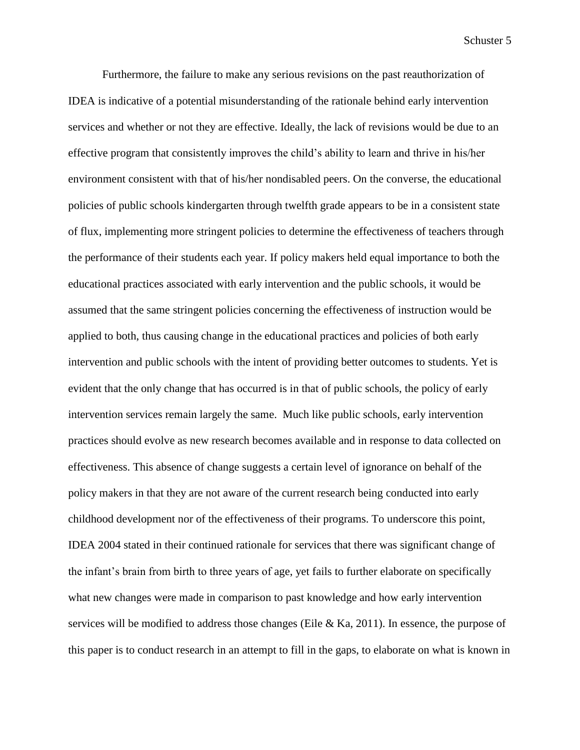Furthermore, the failure to make any serious revisions on the past reauthorization of IDEA is indicative of a potential misunderstanding of the rationale behind early intervention services and whether or not they are effective. Ideally, the lack of revisions would be due to an effective program that consistently improves the child's ability to learn and thrive in his/her environment consistent with that of his/her nondisabled peers. On the converse, the educational policies of public schools kindergarten through twelfth grade appears to be in a consistent state of flux, implementing more stringent policies to determine the effectiveness of teachers through the performance of their students each year. If policy makers held equal importance to both the educational practices associated with early intervention and the public schools, it would be assumed that the same stringent policies concerning the effectiveness of instruction would be applied to both, thus causing change in the educational practices and policies of both early intervention and public schools with the intent of providing better outcomes to students. Yet is evident that the only change that has occurred is in that of public schools, the policy of early intervention services remain largely the same. Much like public schools, early intervention practices should evolve as new research becomes available and in response to data collected on effectiveness. This absence of change suggests a certain level of ignorance on behalf of the policy makers in that they are not aware of the current research being conducted into early childhood development nor of the effectiveness of their programs. To underscore this point, IDEA 2004 stated in their continued rationale for services that there was significant change of the infant's brain from birth to three years of age, yet fails to further elaborate on specifically what new changes were made in comparison to past knowledge and how early intervention services will be modified to address those changes (Eile & Ka, 2011). In essence, the purpose of this paper is to conduct research in an attempt to fill in the gaps, to elaborate on what is known in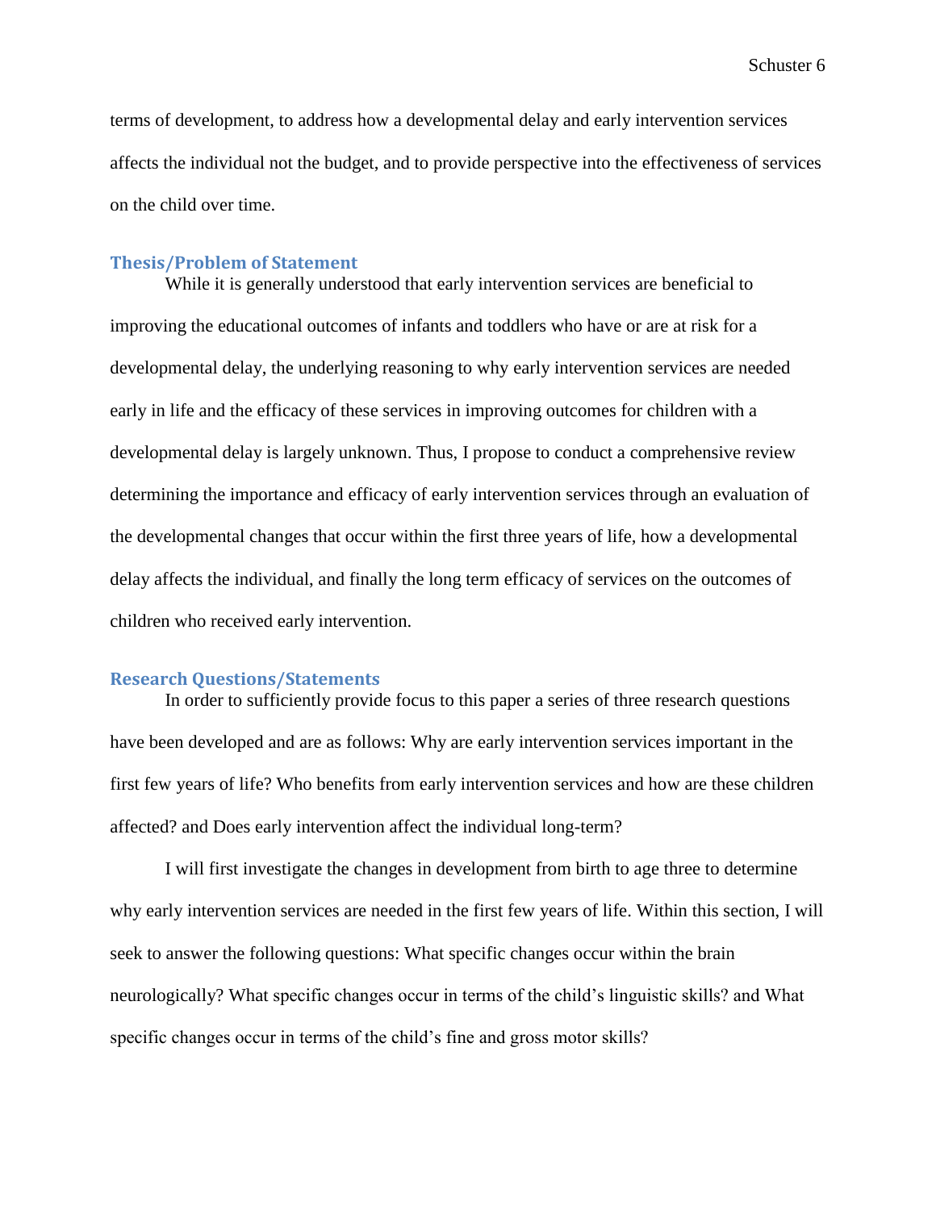terms of development, to address how a developmental delay and early intervention services affects the individual not the budget, and to provide perspective into the effectiveness of services on the child over time.

## Thesis/Problem of Statement

While it is generally understood that early intervention services are beneficial to improving the educational outcomes of infants and toddlers who have or are at risk for a developmental delay, the underlying reasoning to why early intervention services are needed early in life and the efficacy of these services in improving outcomes for children with a developmental delay is largely unknown. Thus, I propose to conduct a comprehensive review determining the importance and efficacy of early intervention services through an evaluation of the developmental changes that occur within the first three years of life, how a developmental delay affects the individual, and finally the long term efficacy of services on the outcomes of children who received early intervention.

## Research Questions/Statements

In order to sufficiently provide focus to this paper a series of three research questions have been developed and are as follows: Why are early intervention services important in the first few years of life? Who benefits from early intervention services and how are these children affected? and Does early intervention affect the individual long-term?

I will first investigate the changes in development from birth to age three to determine why early intervention services are needed in the first few years of life. Within this section, I will seek to answer the following questions: What specific changes occur within the brain neurologically? What specific changes occur in terms of the child's linguistic skills? and What specific changes occur in terms of the child's fine and gross motor skills?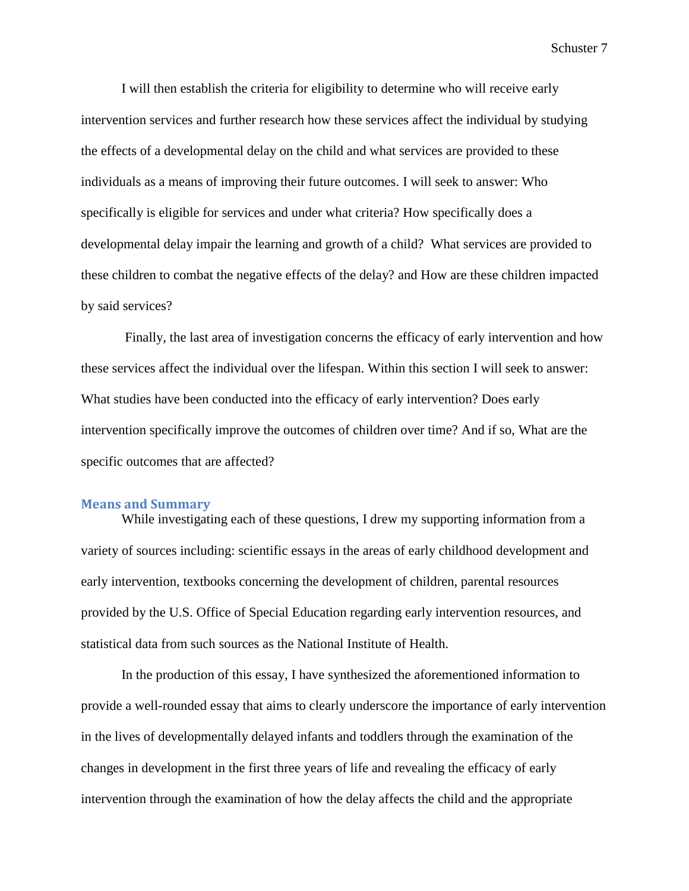I will then establish the criteria for eligibility to determine who will receive early intervention services and further research how these services affect the individual by studying the effects of a developmental delay on the child and what services are provided to these individuals as a means of improving their future outcomes. I will seek to answer: Who specifically is eligible for services and under what criteria? How specifically does a developmental delay impair the learning and growth of a child? What services are provided to these children to combat the negative effects of the delay? and How are these children impacted by said services?

Finally, the last area of investigation concerns the efficacy of early intervention and how these services affect the individual over the lifespan. Within this section I will seek to answer: What studies have been conducted into the efficacy of early intervention? Does early intervention specifically improve the outcomes of children over time? And if so, What are the specific outcomes that are affected?

## Means and Summary

While investigating each of these questions, I drew my supporting information from a variety of sources including: scientific essays in the areas of early childhood development and early intervention, textbooks concerning the development of children, parental resources provided by the U.S. Office of Special Education regarding early intervention resources, and statistical data from such sources as the National Institute of Health.

In the production of this essay, I have synthesized the aforementioned information to provide a well-rounded essay that aims to clearly underscore the importance of early intervention in the lives of developmentally delayed infants and toddlers through the examination of the changes in development in the first three years of life and revealing the efficacy of early intervention through the examination of how the delay affects the child and the appropriate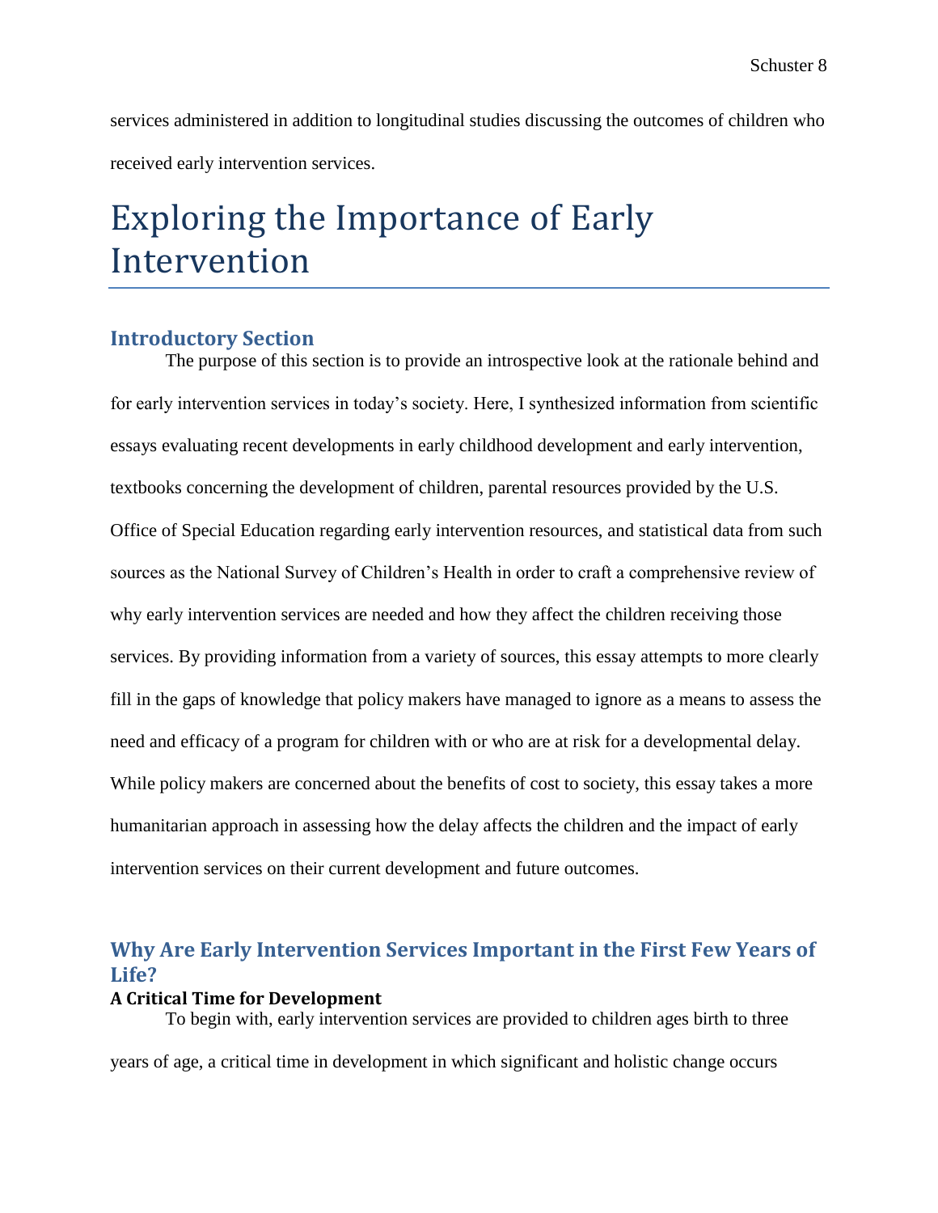services administered in addition to longitudinal studies discussing the outcomes of children who received early intervention services.

# Exploring the Importance of Early Intervention

## Introductory Section

The purpose of this section is to provide an introspective look at the rationale behind and for early intervention services in today's society. Here, I synthesized information from scientific essays evaluating recent developments in early childhood development and early intervention, textbooks concerning the development of children, parental resources provided by the U.S. Office of Special Education regarding early intervention resources, and statistical data from such sources as the National Survey of Children's Health in order to craft a comprehensive review of why early intervention services are needed and how they affect the children receiving those services. By providing information from a variety of sources, this essay attempts to more clearly fill in the gaps of knowledge that policy makers have managed to ignore as a means to assess the need and efficacy of a program for children with or who are at risk for a developmental delay. While policy makers are concerned about the benefits of cost to society, this essay takes a more humanitarian approach in assessing how the delay affects the children and the impact of early intervention services on their current development and future outcomes.

## Why Are Early Intervention Services Important in the First Few Years of Life?

### A Critical Time for Development

To begin with, early intervention services are provided to children ages birth to three years of age, a critical time in development in which significant and holistic change occurs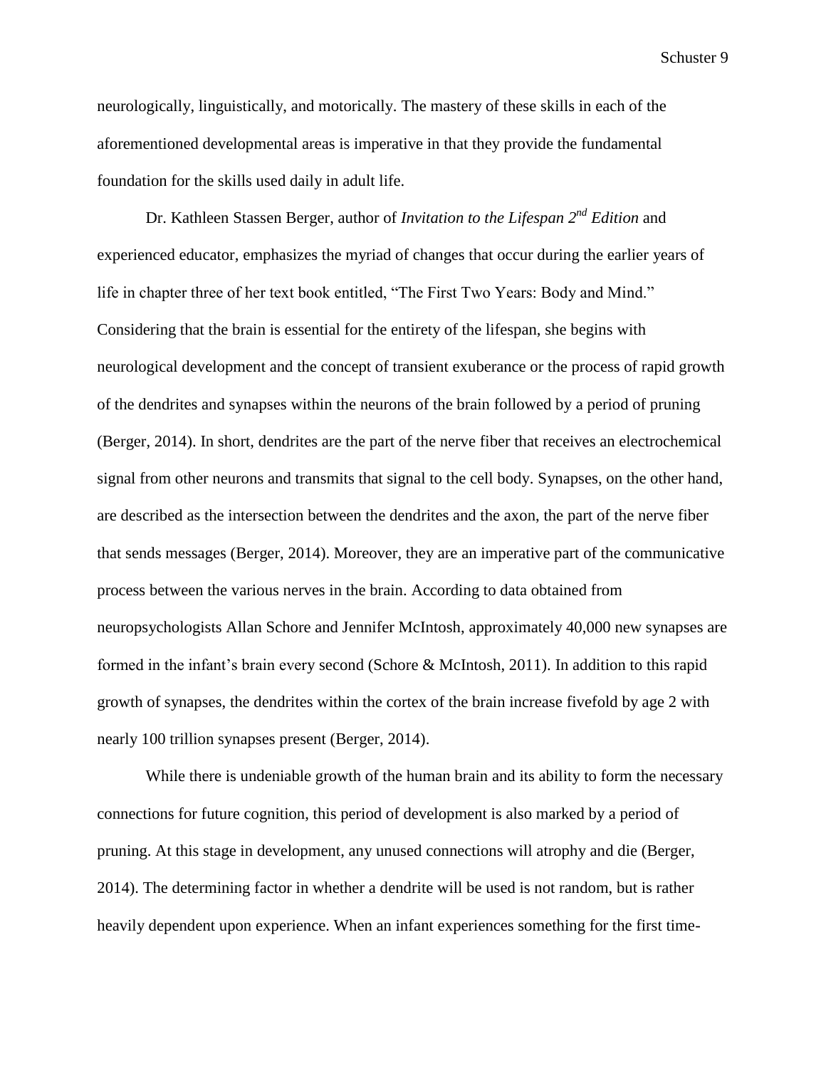neurologically, linguistically, and motorically. The mastery of these skills in each of the aforementioned developmental areas is imperative in that they provide the fundamental foundation for the skills used daily in adult life.

Dr. Kathleen Stassen Berger, author of *Invitation to the Lifespan 2nd Edition* and experienced educator, emphasizes the myriad of changes that occur during the earlier years of life in chapter three of her text book entitled, "The First Two Years: Body and Mind." Considering that the brain is essential for the entirety of the lifespan, she begins with neurological development and the concept of transient exuberance or the process of rapid growth of the dendrites and synapses within the neurons of the brain followed by a period of pruning (Berger, 2014). In short, dendrites are the part of the nerve fiber that receives an electrochemical signal from other neurons and transmits that signal to the cell body. Synapses, on the other hand, are described as the intersection between the dendrites and the axon, the part of the nerve fiber that sends messages (Berger, 2014). Moreover, they are an imperative part of the communicative process between the various nerves in the brain. According to data obtained from neuropsychologists Allan Schore and Jennifer McIntosh, approximately 40,000 new synapses are formed in the infant's brain every second (Schore & McIntosh, 2011). In addition to this rapid growth of synapses, the dendrites within the cortex of the brain increase fivefold by age 2 with nearly 100 trillion synapses present (Berger, 2014).

While there is undeniable growth of the human brain and its ability to form the necessary connections for future cognition, this period of development is also marked by a period of pruning. At this stage in development, any unused connections will atrophy and die (Berger, 2014). The determining factor in whether a dendrite will be used is not random, but is rather heavily dependent upon experience. When an infant experiences something for the first time-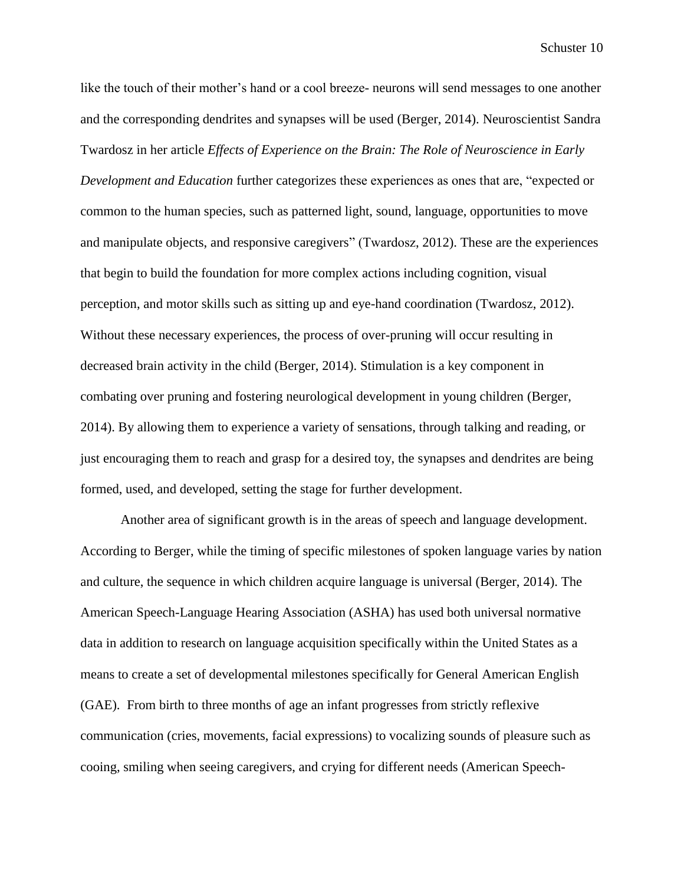like the touch of their mother's hand or a cool breeze- neurons will send messages to one another and the corresponding dendrites and synapses will be used (Berger, 2014). Neuroscientist Sandra Twardosz in her article *Effects of Experience on the Brain: The Role of Neuroscience in Early Development and Education* further categorizes these experiences as ones that are, "expected or common to the human species, such as patterned light, sound, language, opportunities to move and manipulate objects, and responsive caregivers" (Twardosz, 2012). These are the experiences that begin to build the foundation for more complex actions including cognition, visual perception, and motor skills such as sitting up and eye-hand coordination (Twardosz, 2012). Without these necessary experiences, the process of over-pruning will occur resulting in decreased brain activity in the child (Berger, 2014). Stimulation is a key component in combating over pruning and fostering neurological development in young children (Berger, 2014). By allowing them to experience a variety of sensations, through talking and reading, or just encouraging them to reach and grasp for a desired toy, the synapses and dendrites are being formed, used, and developed, setting the stage for further development.

Another area of significant growth is in the areas of speech and language development. According to Berger, while the timing of specific milestones of spoken language varies by nation and culture, the sequence in which children acquire language is universal (Berger, 2014). The American Speech-Language Hearing Association (ASHA) has used both universal normative data in addition to research on language acquisition specifically within the United States as a means to create a set of developmental milestones specifically for General American English (GAE). From birth to three months of age an infant progresses from strictly reflexive communication (cries, movements, facial expressions) to vocalizing sounds of pleasure such as cooing, smiling when seeing caregivers, and crying for different needs (American Speech-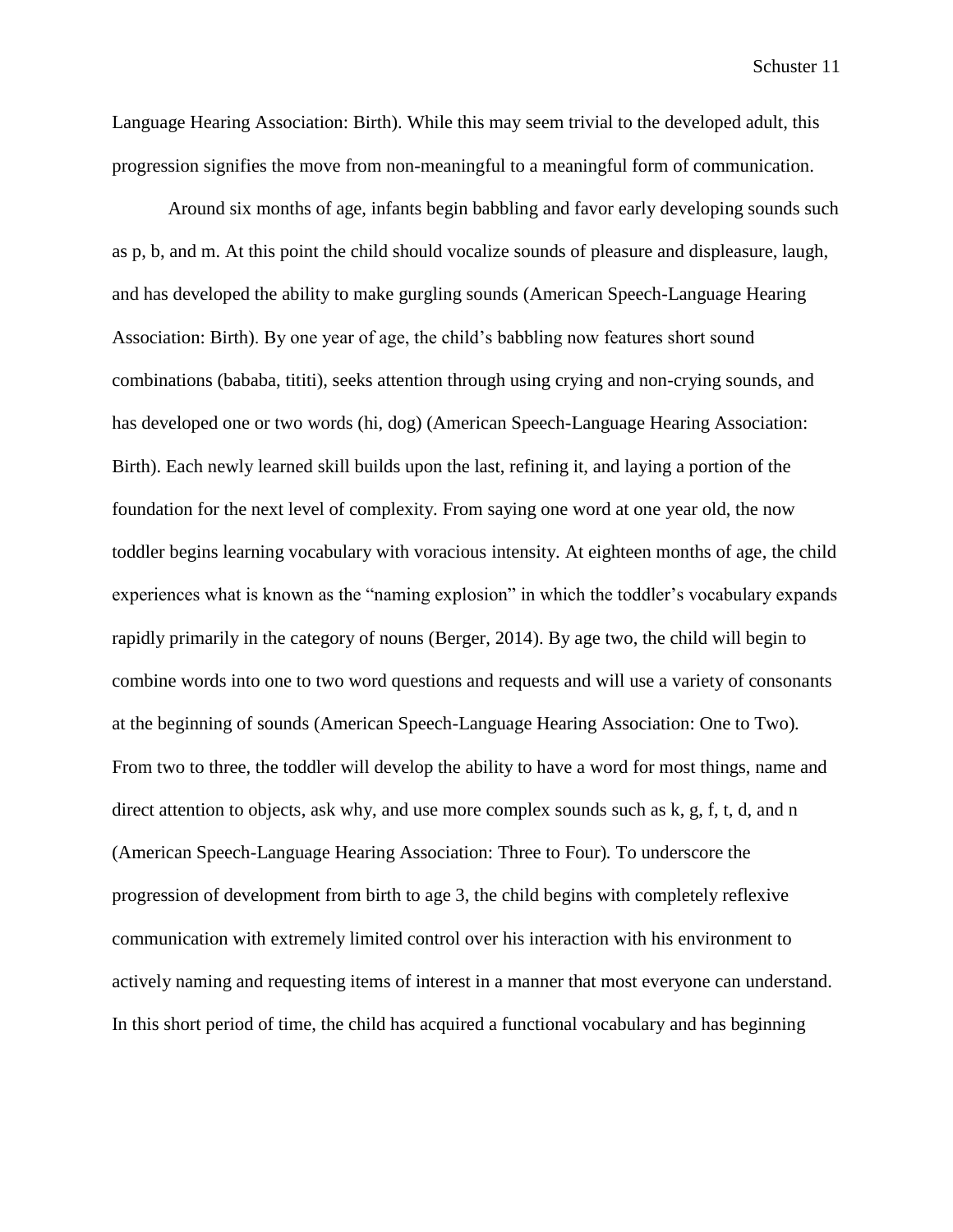Language Hearing Association: Birth). While this may seem trivial to the developed adult, this progression signifies the move from non-meaningful to a meaningful form of communication.

Around six months of age, infants begin babbling and favor early developing sounds such as p, b, and m. At this point the child should vocalize sounds of pleasure and displeasure, laugh, and has developed the ability to make gurgling sounds (American Speech-Language Hearing Association: Birth). By one year of age, the child's babbling now features short sound combinations (bababa, tititi), seeks attention through using crying and non-crying sounds, and has developed one or two words (hi, dog) (American Speech-Language Hearing Association: Birth). Each newly learned skill builds upon the last, refining it, and laying a portion of the foundation for the next level of complexity. From saying one word at one year old, the now toddler begins learning vocabulary with voracious intensity. At eighteen months of age, the child experiences what is known as the "naming explosion" in which the toddler's vocabulary expands rapidly primarily in the category of nouns (Berger, 2014). By age two, the child will begin to combine words into one to two word questions and requests and will use a variety of consonants at the beginning of sounds (American Speech-Language Hearing Association: One to Two). From two to three, the toddler will develop the ability to have a word for most things, name and direct attention to objects, ask why, and use more complex sounds such as k, g, f, t, d, and n (American Speech-Language Hearing Association: Three to Four). To underscore the progression of development from birth to age 3, the child begins with completely reflexive communication with extremely limited control over his interaction with his environment to actively naming and requesting items of interest in a manner that most everyone can understand. In this short period of time, the child has acquired a functional vocabulary and has beginning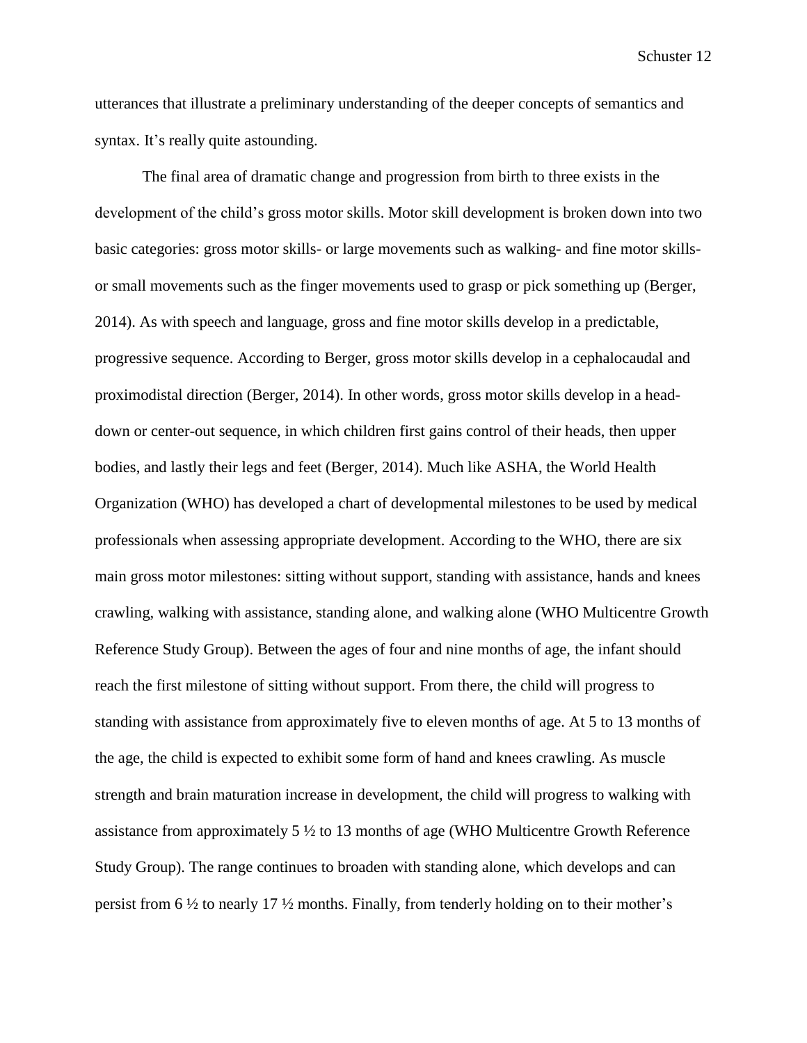utterances that illustrate a preliminary understanding of the deeper concepts of semantics and syntax. It's really quite astounding.

The final area of dramatic change and progression from birth to three exists in the development of the child's gross motor skills. Motor skill development is broken down into two basic categories: gross motor skills- or large movements such as walking- and fine motor skills- or small movements such as the finger movements used to grasp or pick something up (Berger, 2014). As with speech and language, gross and fine motor skills develop in a predictable, progressive sequence. According to Berger, gross motor skills develop in a cephalocaudal and proximodistal direction (Berger, 2014). In other words, gross motor skills develop in a head-down or center-out sequence, in which children first gains control of their heads, then upper bodies, and lastly their legs and feet (Berger, 2014). Much like ASHA, the World Health Organization (WHO) has developed a chart of developmental milestones to be used by medical professionals when assessing appropriate development. According to the WHO, there are six main gross motor milestones: sitting without support, standing with assistance, hands and knees crawling, walking with assistance, standing alone, and walking alone (WHO Multicentre Growth Reference Study Group). Between the ages of four and nine months of age, the infant should reach the first milestone of sitting without support. From there, the child will progress to standing with assistance from approximately five to eleven months of age. At 5 to 13 months of the age, the child is expected to exhibit some form of hand and knees crawling. As muscle strength and brain maturation increase in development, the child will progress to walking with assistance from approximately 5 ½ to 13 months of age (WHO Multicentre Growth Reference Study Group). The range continues to broaden with standing alone, which develops and can persist from 6 ½ to nearly 17 ½ months. Finally, from tenderly holding on to their mother's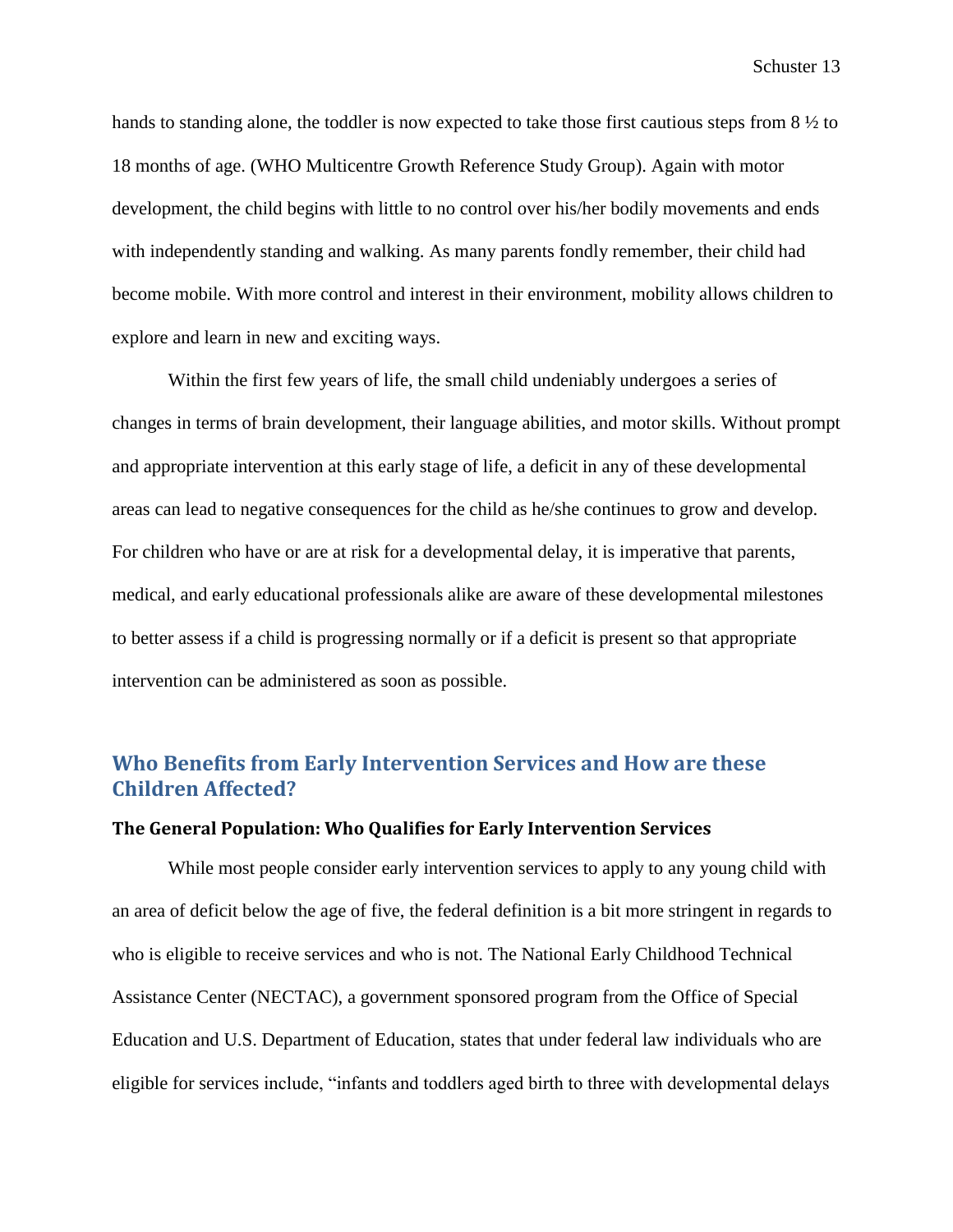hands to standing alone, the toddler is now expected to take those first cautious steps from 8 ½ to 18 months of age. (WHO Multicentre Growth Reference Study Group). Again with motor development, the child begins with little to no control over his/her bodily movements and ends with independently standing and walking. As many parents fondly remember, their child had become mobile. With more control and interest in their environment, mobility allows children to explore and learn in new and exciting ways.

Within the first few years of life, the small child undeniably undergoes a series of changes in terms of brain development, their language abilities, and motor skills. Without prompt and appropriate intervention at this early stage of life, a deficit in any of these developmental areas can lead to negative consequences for the child as he/she continues to grow and develop. For children who have or are at risk for a developmental delay, it is imperative that parents, medical, and early educational professionals alike are aware of these developmental milestones to better assess if a child is progressing normally or if a deficit is present so that appropriate intervention can be administered as soon as possible.

## Who Benefits from Early Intervention Services and How are these Children Affected?

### The General Population: Who Qualifies for Early Intervention Services

While most people consider early intervention services to apply to any young child with an area of deficit below the age of five, the federal definition is a bit more stringent in regards to who is eligible to receive services and who is not. The National Early Childhood Technical Assistance Center (NECTAC), a government sponsored program from the Office of Special Education and U.S. Department of Education, states that under federal law individuals who are eligible for services include, "infants and toddlers aged birth to three with developmental delays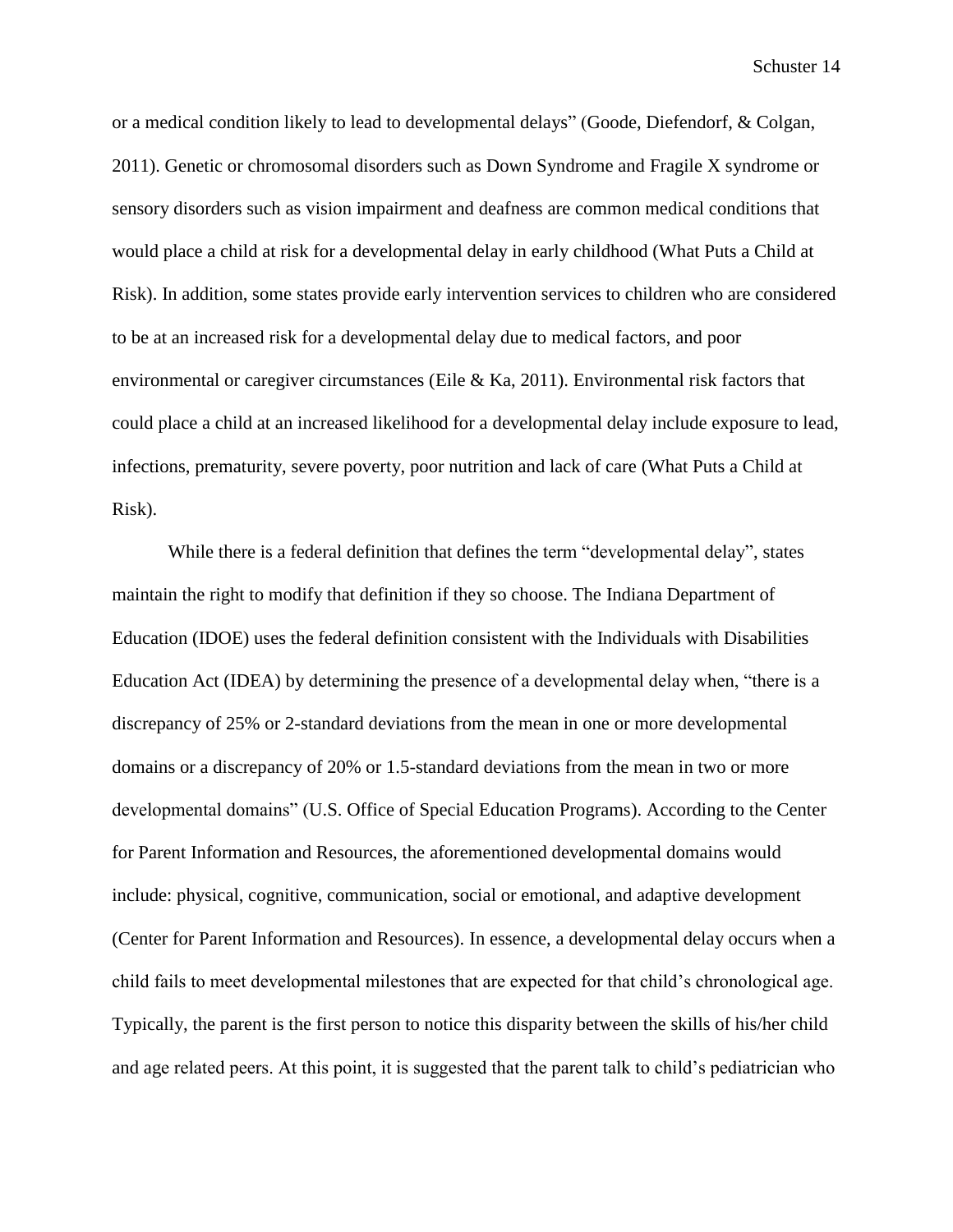or a medical condition likely to lead to developmental delays" (Goode, Diefendorf, & Colgan, 2011). Genetic or chromosomal disorders such as Down Syndrome and Fragile X syndrome or sensory disorders such as vision impairment and deafness are common medical conditions that would place a child at risk for a developmental delay in early childhood (What Puts a Child at Risk). In addition, some states provide early intervention services to children who are considered to be at an increased risk for a developmental delay due to medical factors, and poor environmental or caregiver circumstances (Eile & Ka, 2011). Environmental risk factors that could place a child at an increased likelihood for a developmental delay include exposure to lead, infections, prematurity, severe poverty, poor nutrition and lack of care (What Puts a Child at Risk).

While there is a federal definition that defines the term "developmental delay", states maintain the right to modify that definition if they so choose. The Indiana Department of Education (IDOE) uses the federal definition consistent with the Individuals with Disabilities Education Act (IDEA) by determining the presence of a developmental delay when, "there is a discrepancy of 25% or 2-standard deviations from the mean in one or more developmental domains or a discrepancy of 20% or 1.5-standard deviations from the mean in two or more developmental domains" (U.S. Office of Special Education Programs). According to the Center for Parent Information and Resources, the aforementioned developmental domains would include: physical, cognitive, communication, social or emotional, and adaptive development (Center for Parent Information and Resources). In essence, a developmental delay occurs when a child fails to meet developmental milestones that are expected for that child's chronological age. Typically, the parent is the first person to notice this disparity between the skills of his/her child and age related peers. At this point, it is suggested that the parent talk to child's pediatrician who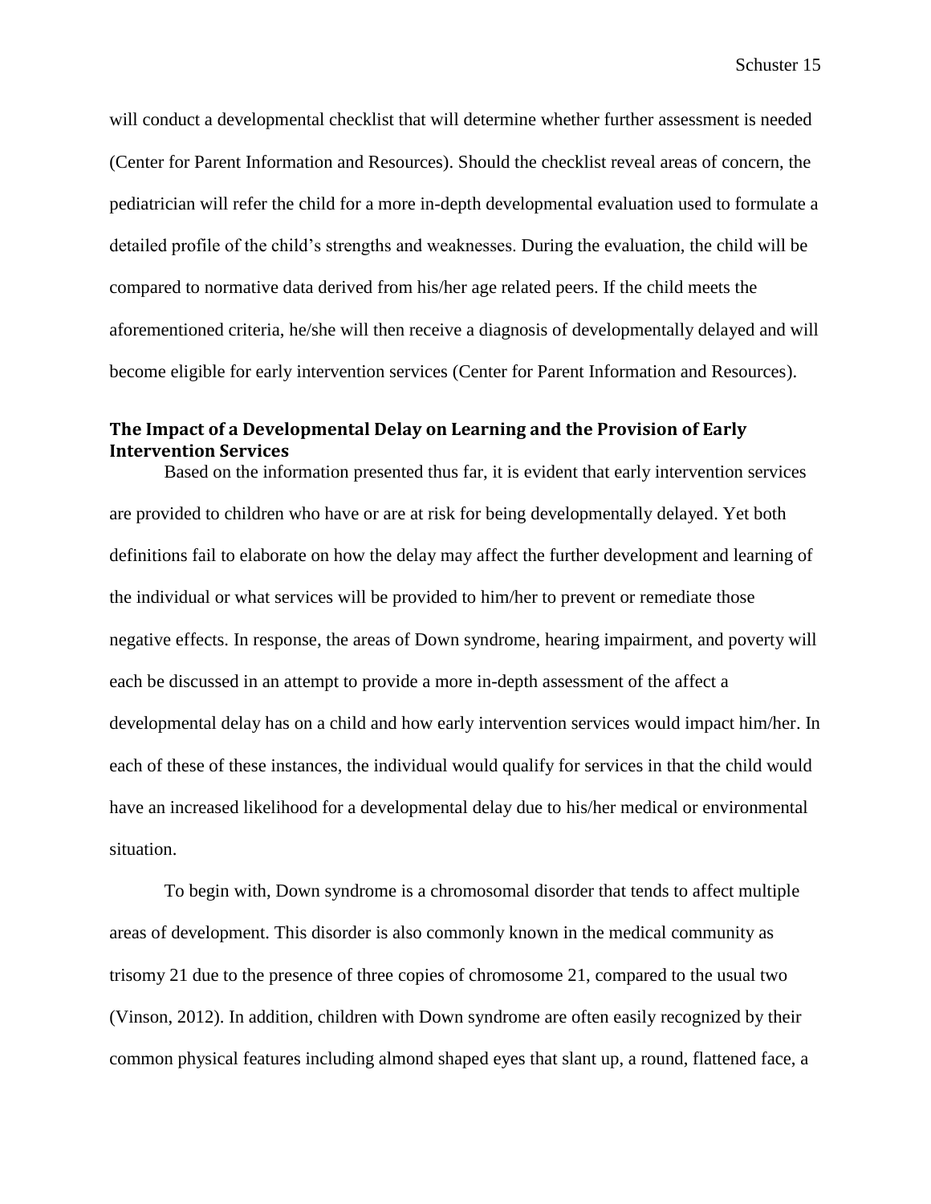will conduct a developmental checklist that will determine whether further assessment is needed (Center for Parent Information and Resources). Should the checklist reveal areas of concern, the pediatrician will refer the child for a more in-depth developmental evaluation used to formulate a detailed profile of the child's strengths and weaknesses. During the evaluation, the child will be compared to normative data derived from his/her age related peers. If the child meets the aforementioned criteria, he/she will then receive a diagnosis of developmentally delayed and will become eligible for early intervention services (Center for Parent Information and Resources).

## The Impact of a Developmental Delay on Learning and the Provision of Early Intervention Services

Based on the information presented thus far, it is evident that early intervention services are provided to children who have or are at risk for being developmentally delayed. Yet both definitions fail to elaborate on how the delay may affect the further development and learning of the individual or what services will be provided to him/her to prevent or remediate those negative effects. In response, the areas of Down syndrome, hearing impairment, and poverty will each be discussed in an attempt to provide a more in-depth assessment of the affect a developmental delay has on a child and how early intervention services would impact him/her. In each of these of these instances, the individual would qualify for services in that the child would have an increased likelihood for a developmental delay due to his/her medical or environmental situation.

To begin with, Down syndrome is a chromosomal disorder that tends to affect multiple areas of development. This disorder is also commonly known in the medical community as trisomy 21 due to the presence of three copies of chromosome 21, compared to the usual two (Vinson, 2012). In addition, children with Down syndrome are often easily recognized by their common physical features including almond shaped eyes that slant up, a round, flattened face, a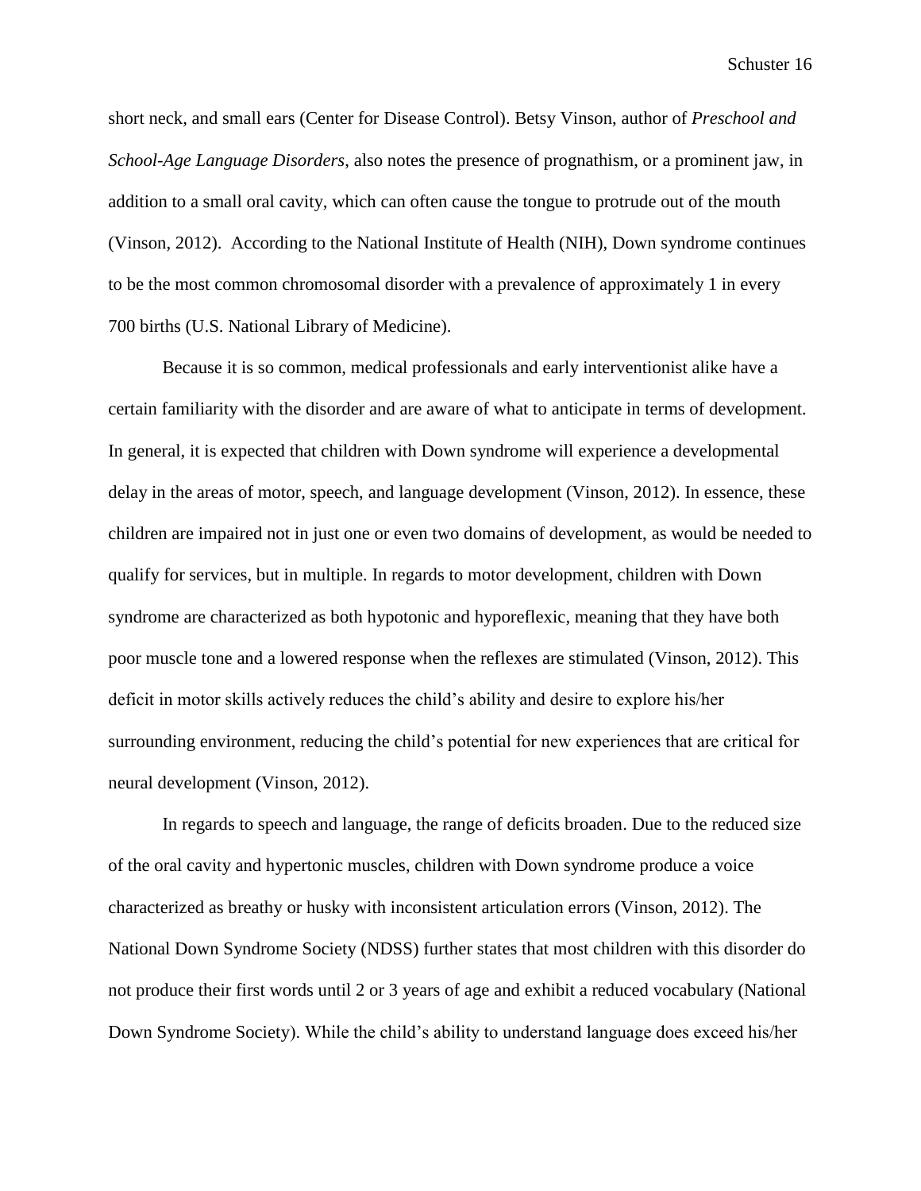short neck, and small ears (Center for Disease Control). Betsy Vinson, author of *Preschool and School-Age Language Disorders*, also notes the presence of prognathism, or a prominent jaw, in addition to a small oral cavity, which can often cause the tongue to protrude out of the mouth (Vinson, 2012). According to the National Institute of Health (NIH), Down syndrome continues to be the most common chromosomal disorder with a prevalence of approximately 1 in every 700 births (U.S. National Library of Medicine).

Because it is so common, medical professionals and early interventionist alike have a certain familiarity with the disorder and are aware of what to anticipate in terms of development. In general, it is expected that children with Down syndrome will experience a developmental delay in the areas of motor, speech, and language development (Vinson, 2012). In essence, these children are impaired not in just one or even two domains of development, as would be needed to qualify for services, but in multiple. In regards to motor development, children with Down syndrome are characterized as both hypotonic and hyporeflexic, meaning that they have both poor muscle tone and a lowered response when the reflexes are stimulated (Vinson, 2012). This deficit in motor skills actively reduces the child's ability and desire to explore his/her surrounding environment, reducing the child's potential for new experiences that are critical for neural development (Vinson, 2012).

In regards to speech and language, the range of deficits broaden. Due to the reduced size of the oral cavity and hypertonic muscles, children with Down syndrome produce a voice characterized as breathy or husky with inconsistent articulation errors (Vinson, 2012). The National Down Syndrome Society (NDSS) further states that most children with this disorder do not produce their first words until 2 or 3 years of age and exhibit a reduced vocabulary (National Down Syndrome Society). While the child's ability to understand language does exceed his/her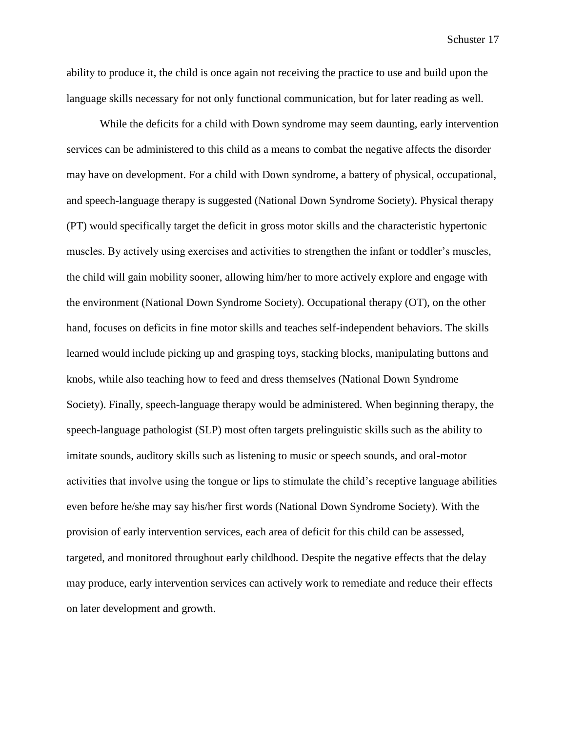ability to produce it, the child is once again not receiving the practice to use and build upon the language skills necessary for not only functional communication, but for later reading as well.

While the deficits for a child with Down syndrome may seem daunting, early intervention services can be administered to this child as a means to combat the negative affects the disorder may have on development. For a child with Down syndrome, a battery of physical, occupational, and speech-language therapy is suggested (National Down Syndrome Society). Physical therapy (PT) would specifically target the deficit in gross motor skills and the characteristic hypertonic muscles. By actively using exercises and activities to strengthen the infant or toddler's muscles, the child will gain mobility sooner, allowing him/her to more actively explore and engage with the environment (National Down Syndrome Society). Occupational therapy (OT), on the other hand, focuses on deficits in fine motor skills and teaches self-independent behaviors. The skills learned would include picking up and grasping toys, stacking blocks, manipulating buttons and knobs, while also teaching how to feed and dress themselves (National Down Syndrome Society). Finally, speech-language therapy would be administered. When beginning therapy, the speech-language pathologist (SLP) most often targets prelinguistic skills such as the ability to imitate sounds, auditory skills such as listening to music or speech sounds, and oral-motor activities that involve using the tongue or lips to stimulate the child's receptive language abilities even before he/she may say his/her first words (National Down Syndrome Society). With the provision of early intervention services, each area of deficit for this child can be assessed, targeted, and monitored throughout early childhood. Despite the negative effects that the delay may produce, early intervention services can actively work to remediate and reduce their effects on later development and growth.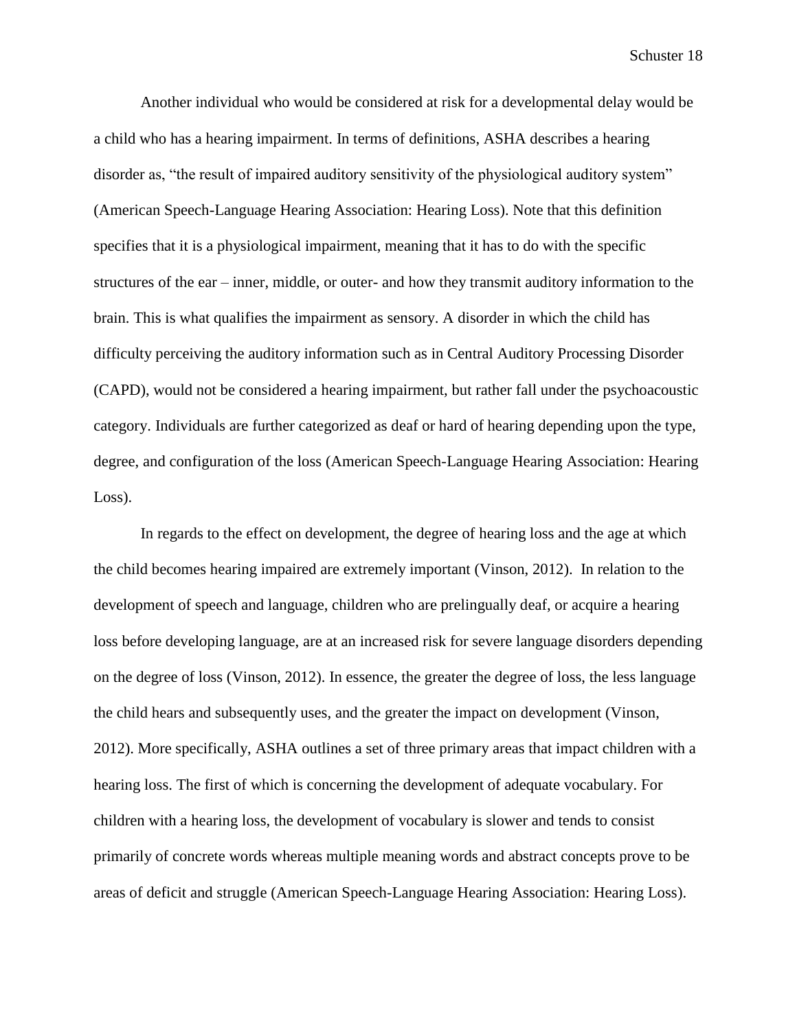Another individual who would be considered at risk for a developmental delay would be a child who has a hearing impairment. In terms of definitions, ASHA describes a hearing disorder as, "the result of impaired auditory sensitivity of the physiological auditory system" (American Speech-Language Hearing Association: Hearing Loss). Note that this definition specifies that it is a physiological impairment, meaning that it has to do with the specific structures of the ear – inner, middle, or outer- and how they transmit auditory information to the brain. This is what qualifies the impairment as sensory. A disorder in which the child has difficulty perceiving the auditory information such as in Central Auditory Processing Disorder (CAPD), would not be considered a hearing impairment, but rather fall under the psychoacoustic category. Individuals are further categorized as deaf or hard of hearing depending upon the type, degree, and configuration of the loss (American Speech-Language Hearing Association: Hearing Loss).

In regards to the effect on development, the degree of hearing loss and the age at which the child becomes hearing impaired are extremely important (Vinson, 2012). In relation to the development of speech and language, children who are prelingually deaf, or acquire a hearing loss before developing language, are at an increased risk for severe language disorders depending on the degree of loss (Vinson, 2012). In essence, the greater the degree of loss, the less language the child hears and subsequently uses, and the greater the impact on development (Vinson, 2012). More specifically, ASHA outlines a set of three primary areas that impact children with a hearing loss. The first of which is concerning the development of adequate vocabulary. For children with a hearing loss, the development of vocabulary is slower and tends to consist primarily of concrete words whereas multiple meaning words and abstract concepts prove to be areas of deficit and struggle (American Speech-Language Hearing Association: Hearing Loss).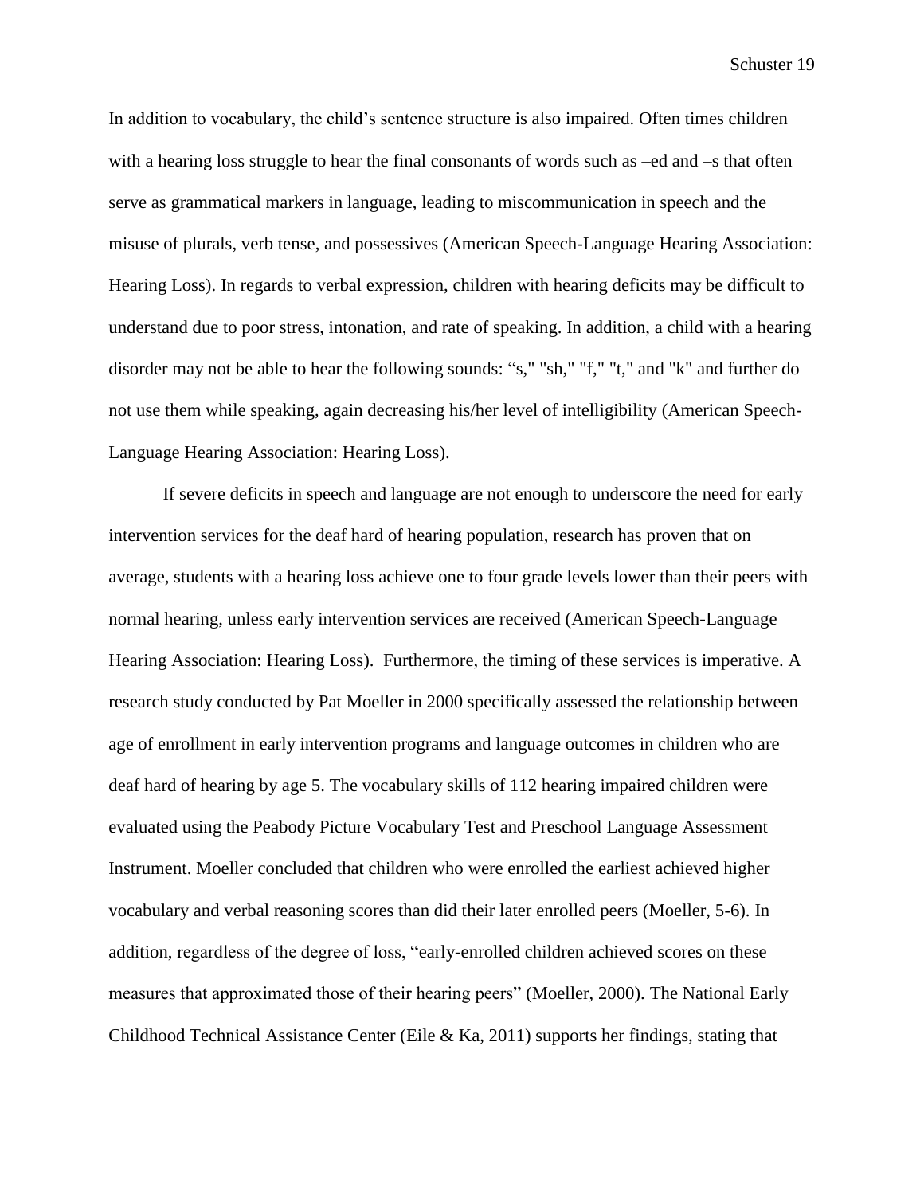In addition to vocabulary, the child's sentence structure is also impaired. Often times children with a hearing loss struggle to hear the final consonants of words such as –ed and –s that often serve as grammatical markers in language, leading to miscommunication in speech and the misuse of plurals, verb tense, and possessives (American Speech-Language Hearing Association: Hearing Loss). In regards to verbal expression, children with hearing deficits may be difficult to understand due to poor stress, intonation, and rate of speaking. In addition, a child with a hearing disorder may not be able to hear the following sounds: "s," "sh," "f," "t," and "k" and further do not use them while speaking, again decreasing his/her level of intelligibility (American Speech-Language Hearing Association: Hearing Loss).

If severe deficits in speech and language are not enough to underscore the need for early intervention services for the deaf hard of hearing population, research has proven that on average, students with a hearing loss achieve one to four grade levels lower than their peers with normal hearing, unless early intervention services are received (American Speech-Language Hearing Association: Hearing Loss). Furthermore, the timing of these services is imperative. A research study conducted by Pat Moeller in 2000 specifically assessed the relationship between age of enrollment in early intervention programs and language outcomes in children who are deaf hard of hearing by age 5. The vocabulary skills of 112 hearing impaired children were evaluated using the Peabody Picture Vocabulary Test and Preschool Language Assessment Instrument. Moeller concluded that children who were enrolled the earliest achieved higher vocabulary and verbal reasoning scores than did their later enrolled peers (Moeller, 5-6). In addition, regardless of the degree of loss, "early-enrolled children achieved scores on these measures that approximated those of their hearing peers" (Moeller, 2000). The National Early Childhood Technical Assistance Center (Eile & Ka, 2011) supports her findings, stating that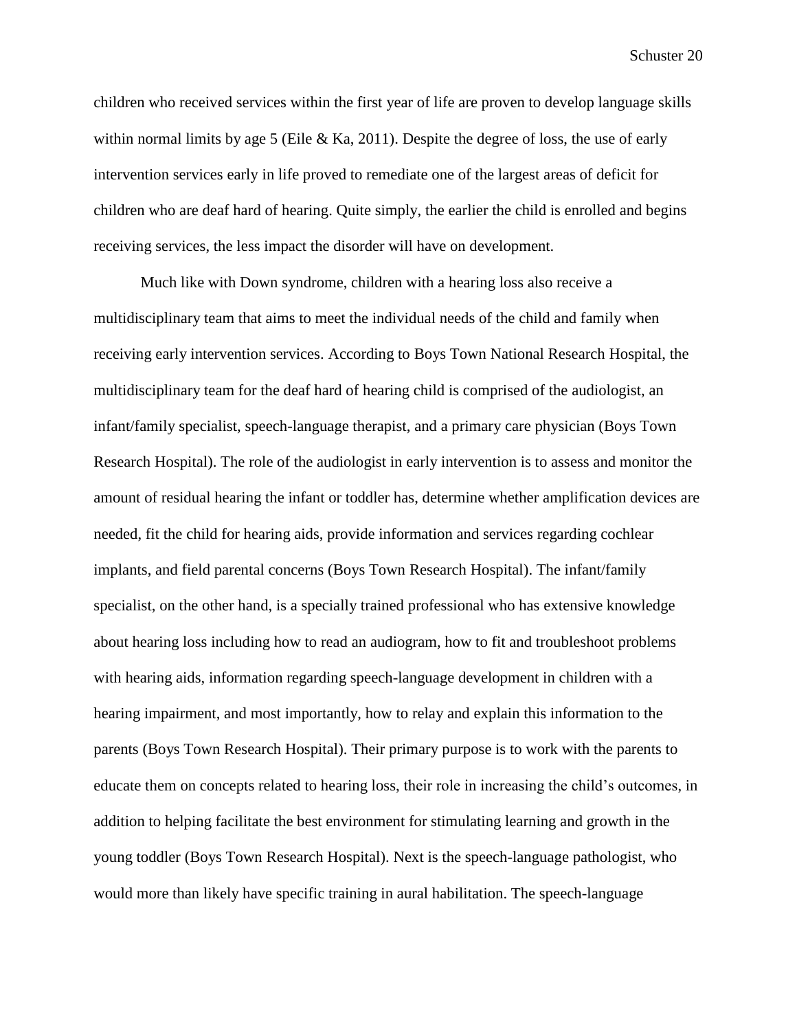children who received services within the first year of life are proven to develop language skills within normal limits by age 5 (Eile & Ka, 2011). Despite the degree of loss, the use of early intervention services early in life proved to remediate one of the largest areas of deficit for children who are deaf hard of hearing. Quite simply, the earlier the child is enrolled and begins receiving services, the less impact the disorder will have on development.

Much like with Down syndrome, children with a hearing loss also receive a multidisciplinary team that aims to meet the individual needs of the child and family when receiving early intervention services. According to Boys Town National Research Hospital, the multidisciplinary team for the deaf hard of hearing child is comprised of the audiologist, an infant/family specialist, speech-language therapist, and a primary care physician (Boys Town Research Hospital). The role of the audiologist in early intervention is to assess and monitor the amount of residual hearing the infant or toddler has, determine whether amplification devices are needed, fit the child for hearing aids, provide information and services regarding cochlear implants, and field parental concerns (Boys Town Research Hospital). The infant/family specialist, on the other hand, is a specially trained professional who has extensive knowledge about hearing loss including how to read an audiogram, how to fit and troubleshoot problems with hearing aids, information regarding speech-language development in children with a hearing impairment, and most importantly, how to relay and explain this information to the parents (Boys Town Research Hospital). Their primary purpose is to work with the parents to educate them on concepts related to hearing loss, their role in increasing the child's outcomes, in addition to helping facilitate the best environment for stimulating learning and growth in the young toddler (Boys Town Research Hospital). Next is the speech-language pathologist, who would more than likely have specific training in aural habilitation. The speech-language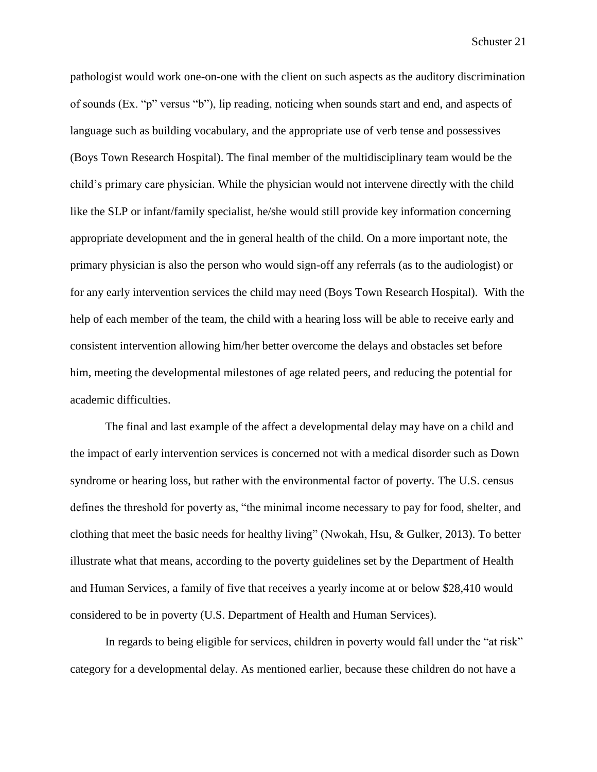pathologist would work one-on-one with the client on such aspects as the auditory discrimination of sounds (Ex. "p" versus "b"), lip reading, noticing when sounds start and end, and aspects of language such as building vocabulary, and the appropriate use of verb tense and possessives (Boys Town Research Hospital). The final member of the multidisciplinary team would be the child's primary care physician. While the physician would not intervene directly with the child like the SLP or infant/family specialist, he/she would still provide key information concerning appropriate development and the in general health of the child. On a more important note, the primary physician is also the person who would sign-off any referrals (as to the audiologist) or for any early intervention services the child may need (Boys Town Research Hospital). With the help of each member of the team, the child with a hearing loss will be able to receive early and consistent intervention allowing him/her better overcome the delays and obstacles set before him, meeting the developmental milestones of age related peers, and reducing the potential for academic difficulties.

The final and last example of the affect a developmental delay may have on a child and the impact of early intervention services is concerned not with a medical disorder such as Down syndrome or hearing loss, but rather with the environmental factor of poverty. The U.S. census defines the threshold for poverty as, "the minimal income necessary to pay for food, shelter, and clothing that meet the basic needs for healthy living" (Nwokah, Hsu, & Gulker, 2013). To better illustrate what that means, according to the poverty guidelines set by the Department of Health and Human Services, a family of five that receives a yearly income at or below $28,410 would considered to be in poverty (U.S. Department of Health and Human Services).

In regards to being eligible for services, children in poverty would fall under the "at risk" category for a developmental delay. As mentioned earlier, because these children do not have a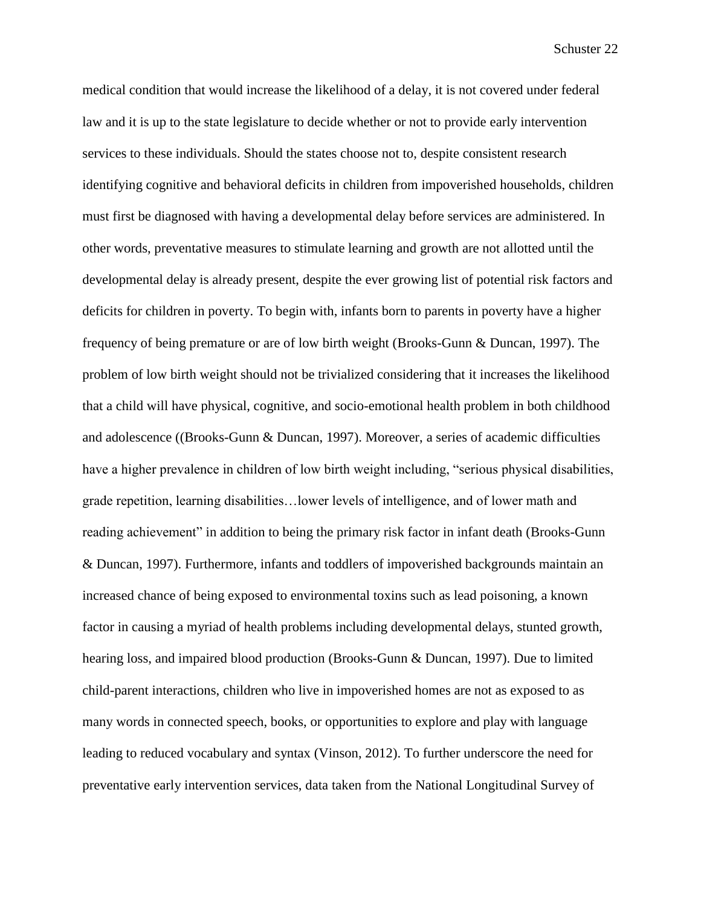medical condition that would increase the likelihood of a delay, it is not covered under federal law and it is up to the state legislature to decide whether or not to provide early intervention services to these individuals. Should the states choose not to, despite consistent research identifying cognitive and behavioral deficits in children from impoverished households, children must first be diagnosed with having a developmental delay before services are administered. In other words, preventative measures to stimulate learning and growth are not allotted until the developmental delay is already present, despite the ever growing list of potential risk factors and deficits for children in poverty. To begin with, infants born to parents in poverty have a higher frequency of being premature or are of low birth weight (Brooks-Gunn & Duncan, 1997). The problem of low birth weight should not be trivialized considering that it increases the likelihood that a child will have physical, cognitive, and socio-emotional health problem in both childhood and adolescence ((Brooks-Gunn & Duncan, 1997). Moreover, a series of academic difficulties have a higher prevalence in children of low birth weight including, "serious physical disabilities, grade repetition, learning disabilities…lower levels of intelligence, and of lower math and reading achievement" in addition to being the primary risk factor in infant death (Brooks-Gunn & Duncan, 1997). Furthermore, infants and toddlers of impoverished backgrounds maintain an increased chance of being exposed to environmental toxins such as lead poisoning, a known factor in causing a myriad of health problems including developmental delays, stunted growth, hearing loss, and impaired blood production (Brooks-Gunn & Duncan, 1997). Due to limited child-parent interactions, children who live in impoverished homes are not as exposed to as many words in connected speech, books, or opportunities to explore and play with language leading to reduced vocabulary and syntax (Vinson, 2012). To further underscore the need for preventative early intervention services, data taken from the National Longitudinal Survey of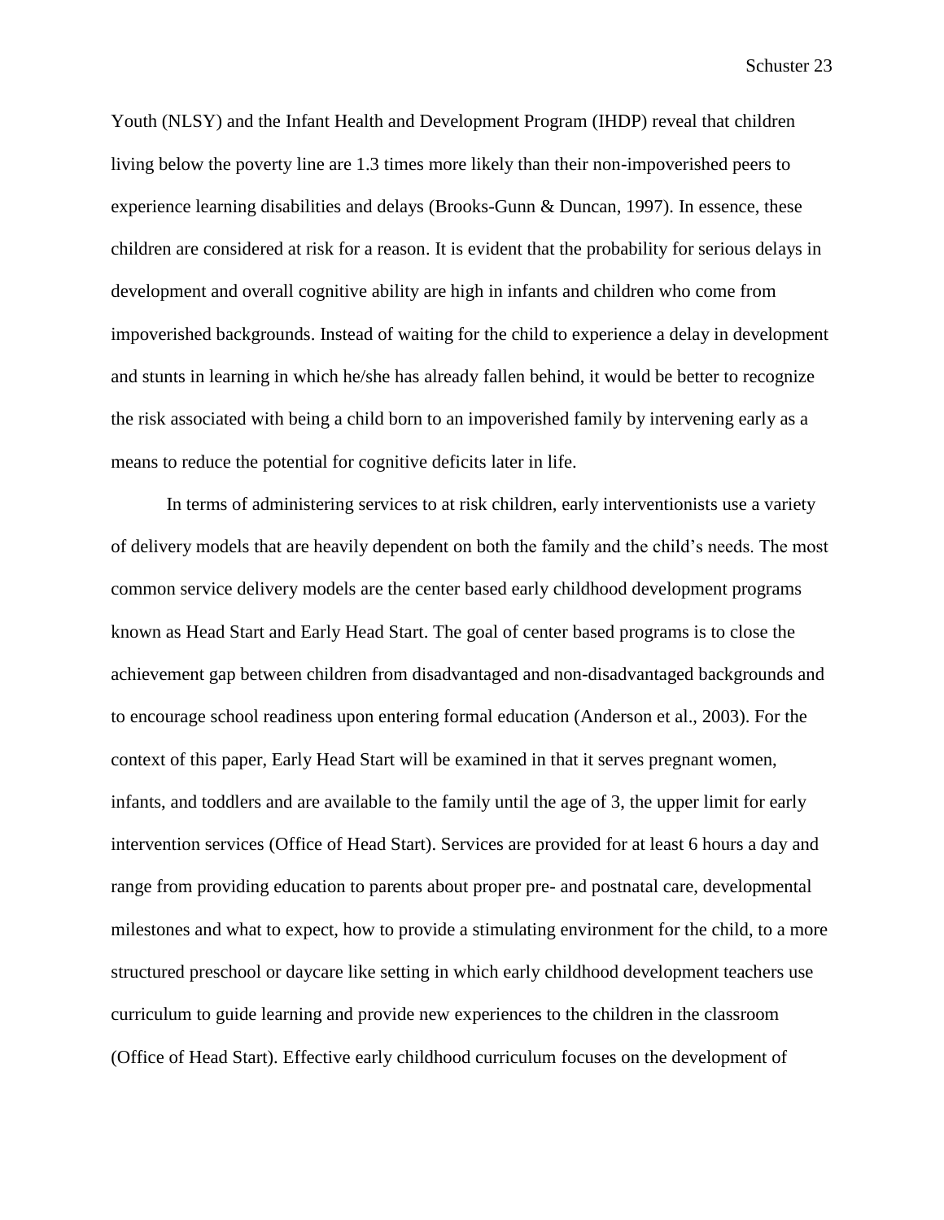Youth (NLSY) and the Infant Health and Development Program (IHDP) reveal that children living below the poverty line are 1.3 times more likely than their non-impoverished peers to experience learning disabilities and delays (Brooks-Gunn & Duncan, 1997). In essence, these children are considered at risk for a reason. It is evident that the probability for serious delays in development and overall cognitive ability are high in infants and children who come from impoverished backgrounds. Instead of waiting for the child to experience a delay in development and stunts in learning in which he/she has already fallen behind, it would be better to recognize the risk associated with being a child born to an impoverished family by intervening early as a means to reduce the potential for cognitive deficits later in life.

In terms of administering services to at risk children, early interventionists use a variety of delivery models that are heavily dependent on both the family and the child's needs. The most common service delivery models are the center based early childhood development programs known as Head Start and Early Head Start. The goal of center based programs is to close the achievement gap between children from disadvantaged and non-disadvantaged backgrounds and to encourage school readiness upon entering formal education (Anderson et al., 2003). For the context of this paper, Early Head Start will be examined in that it serves pregnant women, infants, and toddlers and are available to the family until the age of 3, the upper limit for early intervention services (Office of Head Start). Services are provided for at least 6 hours a day and range from providing education to parents about proper pre- and postnatal care, developmental milestones and what to expect, how to provide a stimulating environment for the child, to a more structured preschool or daycare like setting in which early childhood development teachers use curriculum to guide learning and provide new experiences to the children in the classroom (Office of Head Start). Effective early childhood curriculum focuses on the development of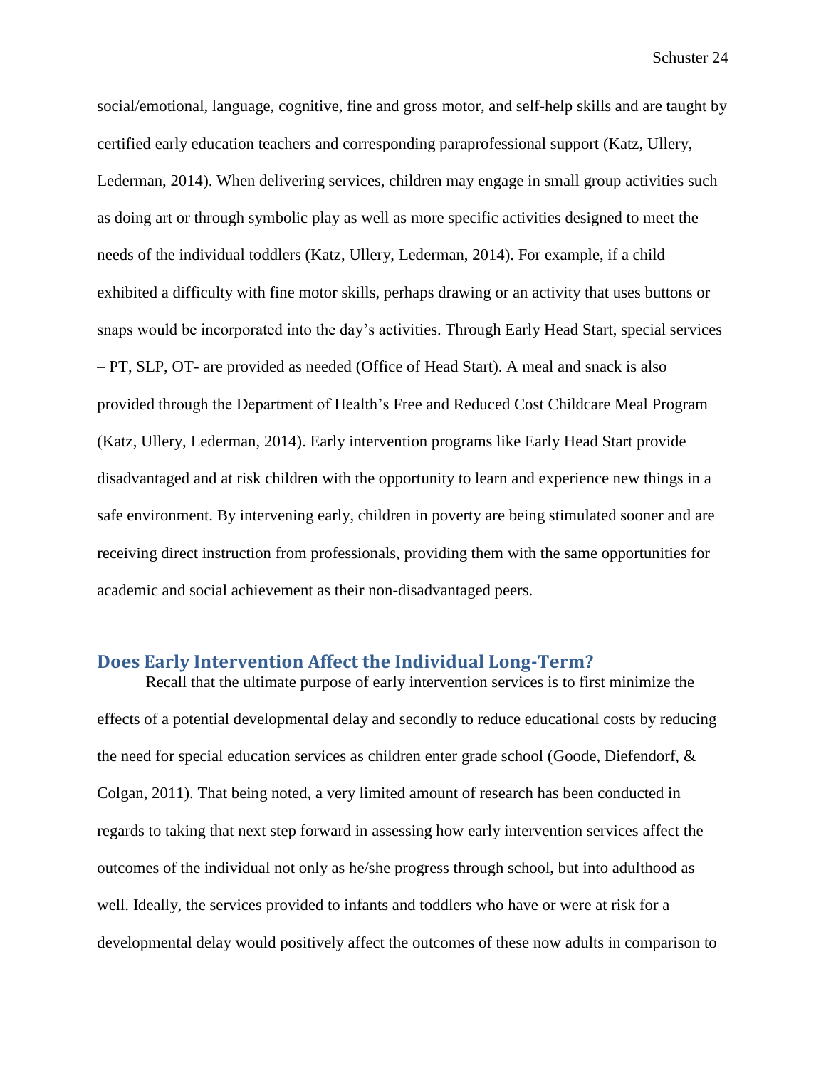social/emotional, language, cognitive, fine and gross motor, and self-help skills and are taught by certified early education teachers and corresponding paraprofessional support (Katz, Ullery, Lederman, 2014). When delivering services, children may engage in small group activities such as doing art or through symbolic play as well as more specific activities designed to meet the needs of the individual toddlers (Katz, Ullery, Lederman, 2014). For example, if a child exhibited a difficulty with fine motor skills, perhaps drawing or an activity that uses buttons or snaps would be incorporated into the day's activities. Through Early Head Start, special services – PT, SLP, OT- are provided as needed (Office of Head Start). A meal and snack is also provided through the Department of Health's Free and Reduced Cost Childcare Meal Program (Katz, Ullery, Lederman, 2014). Early intervention programs like Early Head Start provide disadvantaged and at risk children with the opportunity to learn and experience new things in a safe environment. By intervening early, children in poverty are being stimulated sooner and are receiving direct instruction from professionals, providing them with the same opportunities for academic and social achievement as their non-disadvantaged peers.

## Does Early Intervention Affect the Individual Long-Term?

Recall that the ultimate purpose of early intervention services is to first minimize the effects of a potential developmental delay and secondly to reduce educational costs by reducing the need for special education services as children enter grade school (Goode, Diefendorf, & Colgan, 2011). That being noted, a very limited amount of research has been conducted in regards to taking that next step forward in assessing how early intervention services affect the outcomes of the individual not only as he/she progress through school, but into adulthood as well. Ideally, the services provided to infants and toddlers who have or were at risk for a developmental delay would positively affect the outcomes of these now adults in comparison to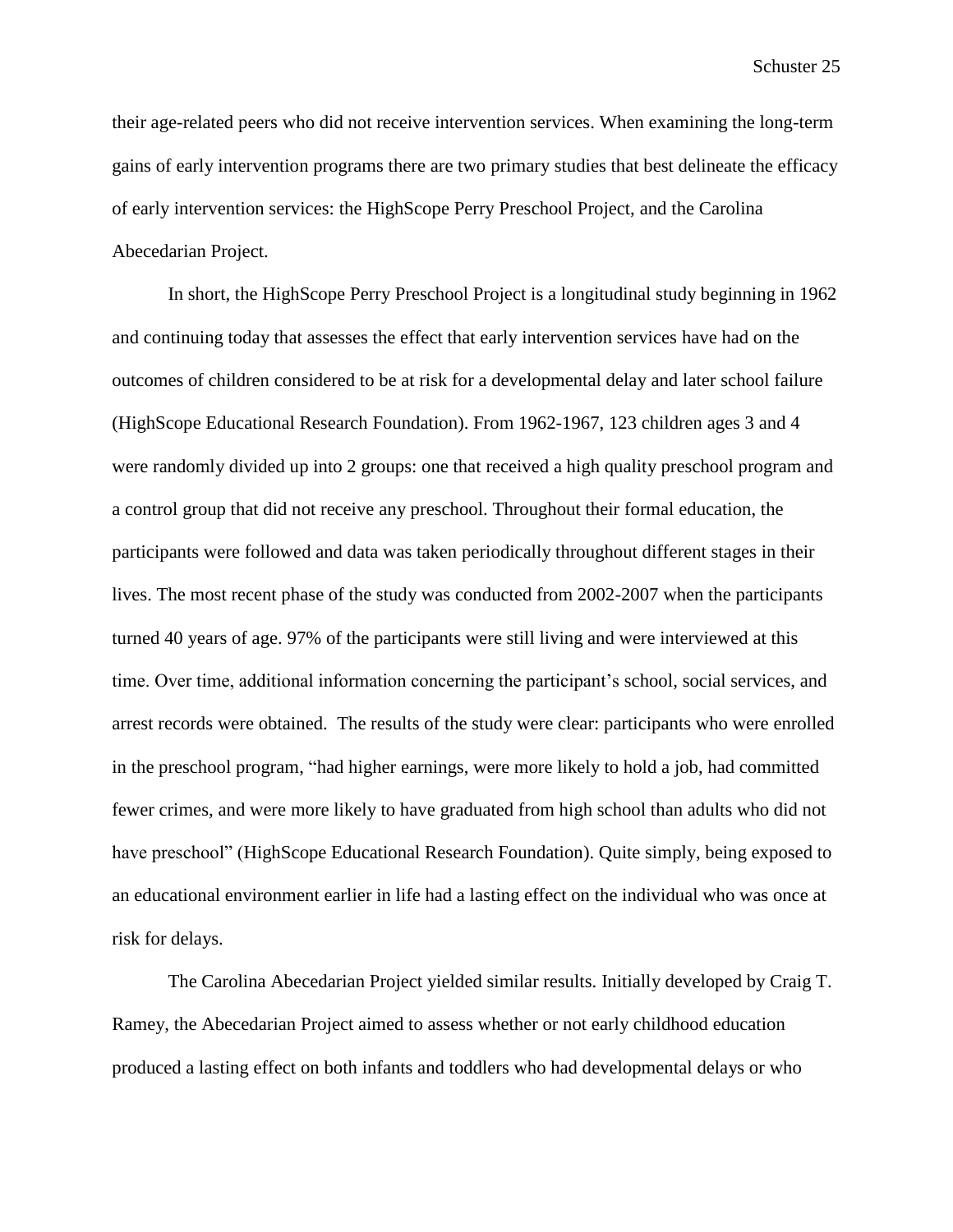their age-related peers who did not receive intervention services. When examining the long-term gains of early intervention programs there are two primary studies that best delineate the efficacy of early intervention services: the HighScope Perry Preschool Project, and the Carolina Abecedarian Project.

In short, the HighScope Perry Preschool Project is a longitudinal study beginning in 1962 and continuing today that assesses the effect that early intervention services have had on the outcomes of children considered to be at risk for a developmental delay and later school failure (HighScope Educational Research Foundation). From 1962-1967, 123 children ages 3 and 4 were randomly divided up into 2 groups: one that received a high quality preschool program and a control group that did not receive any preschool. Throughout their formal education, the participants were followed and data was taken periodically throughout different stages in their lives. The most recent phase of the study was conducted from 2002-2007 when the participants turned 40 years of age. 97% of the participants were still living and were interviewed at this time. Over time, additional information concerning the participant's school, social services, and arrest records were obtained. The results of the study were clear: participants who were enrolled in the preschool program, "had higher earnings, were more likely to hold a job, had committed fewer crimes, and were more likely to have graduated from high school than adults who did not have preschool" (HighScope Educational Research Foundation). Quite simply, being exposed to an educational environment earlier in life had a lasting effect on the individual who was once at risk for delays.

The Carolina Abecedarian Project yielded similar results. Initially developed by Craig T. Ramey, the Abecedarian Project aimed to assess whether or not early childhood education produced a lasting effect on both infants and toddlers who had developmental delays or who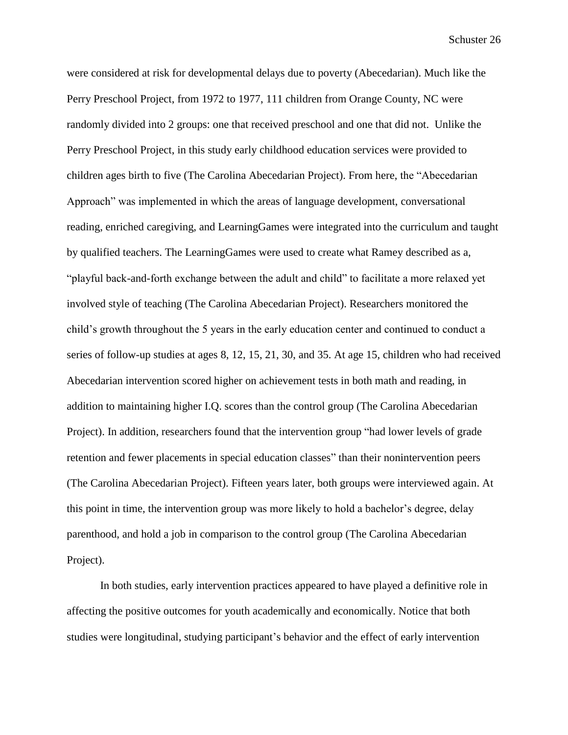were considered at risk for developmental delays due to poverty (Abecedarian). Much like the Perry Preschool Project, from 1972 to 1977, 111 children from Orange County, NC were randomly divided into 2 groups: one that received preschool and one that did not. Unlike the Perry Preschool Project, in this study early childhood education services were provided to children ages birth to five (The Carolina Abecedarian Project). From here, the “Abecedarian Approach” was implemented in which the areas of language development, conversational reading, enriched caregiving, and LearningGames were integrated into the curriculum and taught by qualified teachers. The LearningGames were used to create what Ramey described as a, “playful back-and-forth exchange between the adult and child” to facilitate a more relaxed yet involved style of teaching (The Carolina Abecedarian Project). Researchers monitored the child’s growth throughout the 5 years in the early education center and continued to conduct a series of follow-up studies at ages 8, 12, 15, 21, 30, and 35. At age 15, children who had received Abecedarian intervention scored higher on achievement tests in both math and reading, in addition to maintaining higher I.Q. scores than the control group (The Carolina Abecedarian Project). In addition, researchers found that the intervention group “had lower levels of grade retention and fewer placements in special education classes” than their nonintervention peers (The Carolina Abecedarian Project). Fifteen years later, both groups were interviewed again. At this point in time, the intervention group was more likely to hold a bachelor’s degree, delay parenthood, and hold a job in comparison to the control group (The Carolina Abecedarian Project).

In both studies, early intervention practices appeared to have played a definitive role in affecting the positive outcomes for youth academically and economically. Notice that both studies were longitudinal, studying participant’s behavior and the effect of early intervention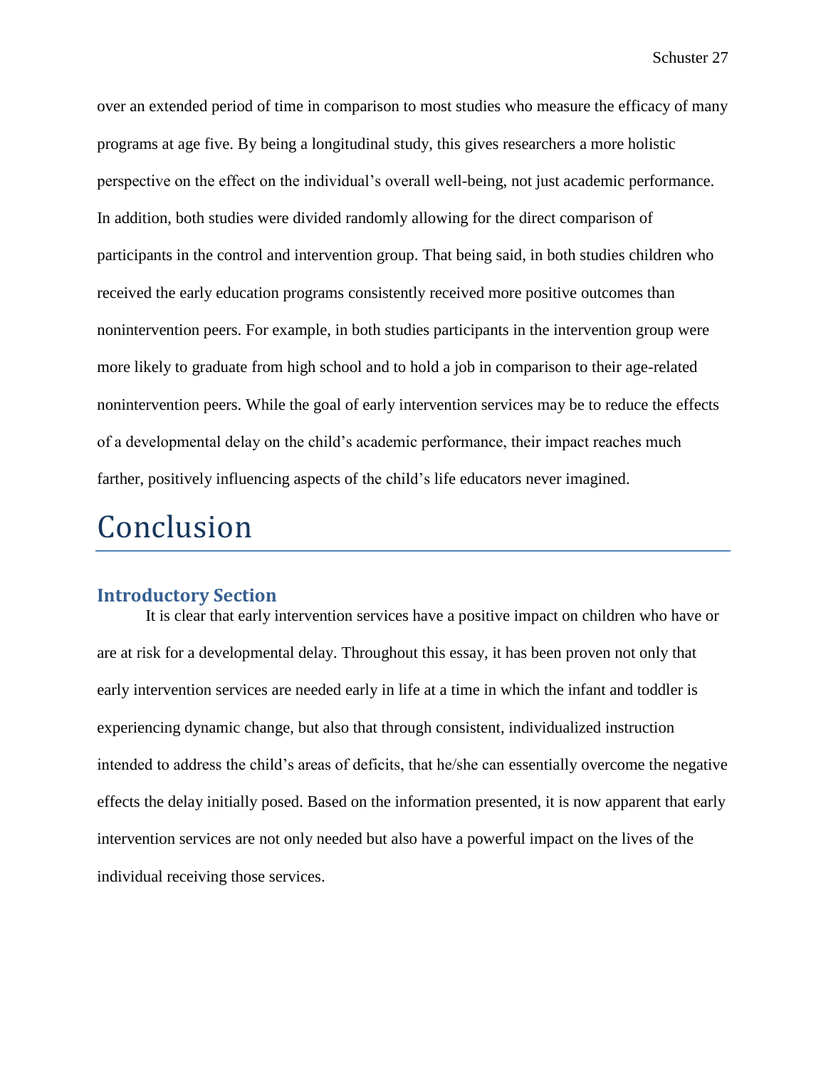over an extended period of time in comparison to most studies who measure the efficacy of many programs at age five. By being a longitudinal study, this gives researchers a more holistic perspective on the effect on the individual's overall well-being, not just academic performance. In addition, both studies were divided randomly allowing for the direct comparison of participants in the control and intervention group. That being said, in both studies children who received the early education programs consistently received more positive outcomes than nonintervention peers. For example, in both studies participants in the intervention group were more likely to graduate from high school and to hold a job in comparison to their age-related nonintervention peers. While the goal of early intervention services may be to reduce the effects of a developmental delay on the child's academic performance, their impact reaches much farther, positively influencing aspects of the child's life educators never imagined.

# Conclusion

## Introductory Section

It is clear that early intervention services have a positive impact on children who have or are at risk for a developmental delay. Throughout this essay, it has been proven not only that early intervention services are needed early in life at a time in which the infant and toddler is experiencing dynamic change, but also that through consistent, individualized instruction intended to address the child's areas of deficits, that he/she can essentially overcome the negative effects the delay initially posed. Based on the information presented, it is now apparent that early intervention services are not only needed but also have a powerful impact on the lives of the individual receiving those services.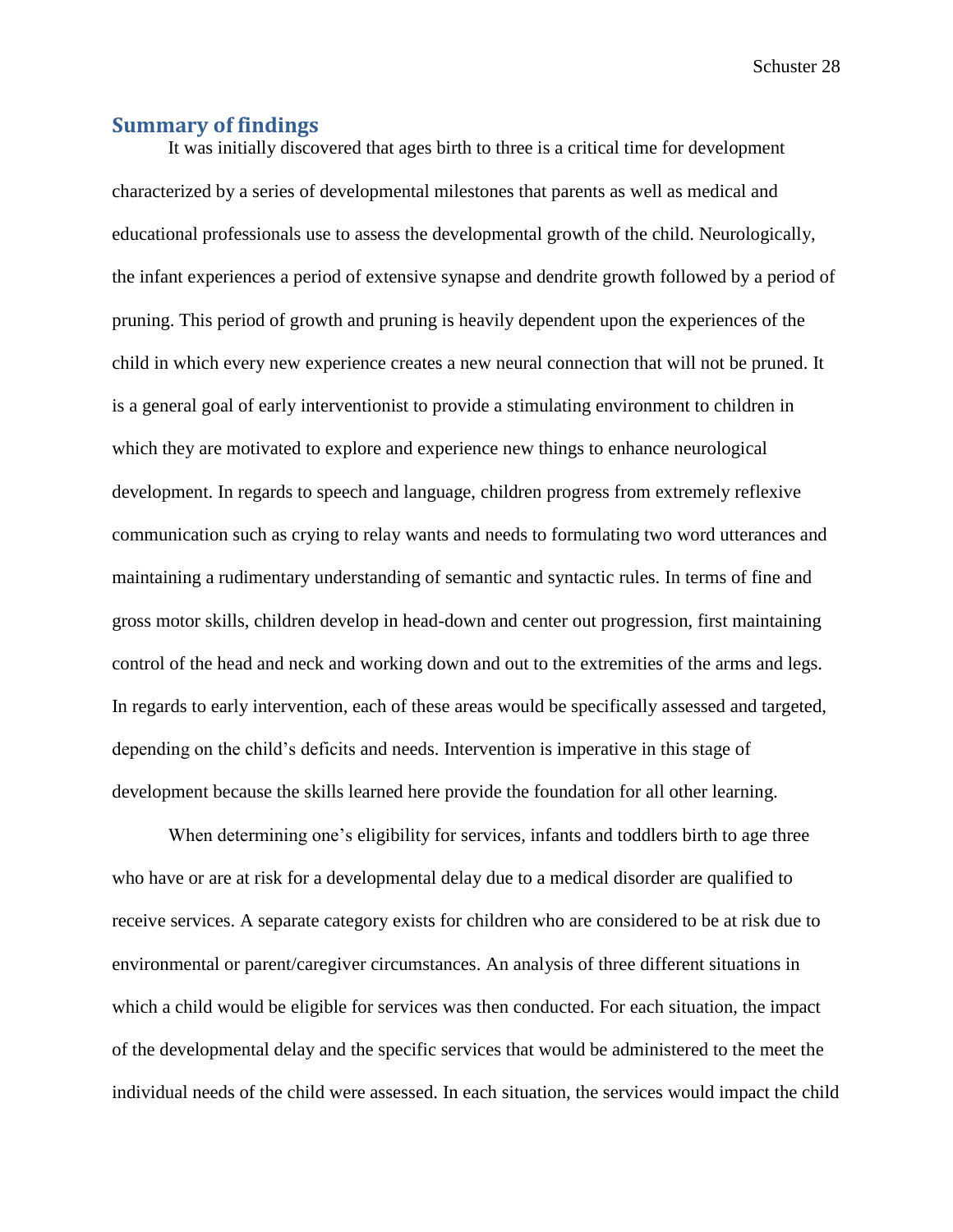## Summary of findings

It was initially discovered that ages birth to three is a critical time for development characterized by a series of developmental milestones that parents as well as medical and educational professionals use to assess the developmental growth of the child. Neurologically, the infant experiences a period of extensive synapse and dendrite growth followed by a period of pruning. This period of growth and pruning is heavily dependent upon the experiences of the child in which every new experience creates a new neural connection that will not be pruned. It is a general goal of early interventionist to provide a stimulating environment to children in which they are motivated to explore and experience new things to enhance neurological development. In regards to speech and language, children progress from extremely reflexive communication such as crying to relay wants and needs to formulating two word utterances and maintaining a rudimentary understanding of semantic and syntactic rules. In terms of fine and gross motor skills, children develop in head-down and center out progression, first maintaining control of the head and neck and working down and out to the extremities of the arms and legs. In regards to early intervention, each of these areas would be specifically assessed and targeted, depending on the child's deficits and needs. Intervention is imperative in this stage of development because the skills learned here provide the foundation for all other learning.

When determining one's eligibility for services, infants and toddlers birth to age three who have or are at risk for a developmental delay due to a medical disorder are qualified to receive services. A separate category exists for children who are considered to be at risk due to environmental or parent/caregiver circumstances. An analysis of three different situations in which a child would be eligible for services was then conducted. For each situation, the impact of the developmental delay and the specific services that would be administered to the meet the individual needs of the child were assessed. In each situation, the services would impact the child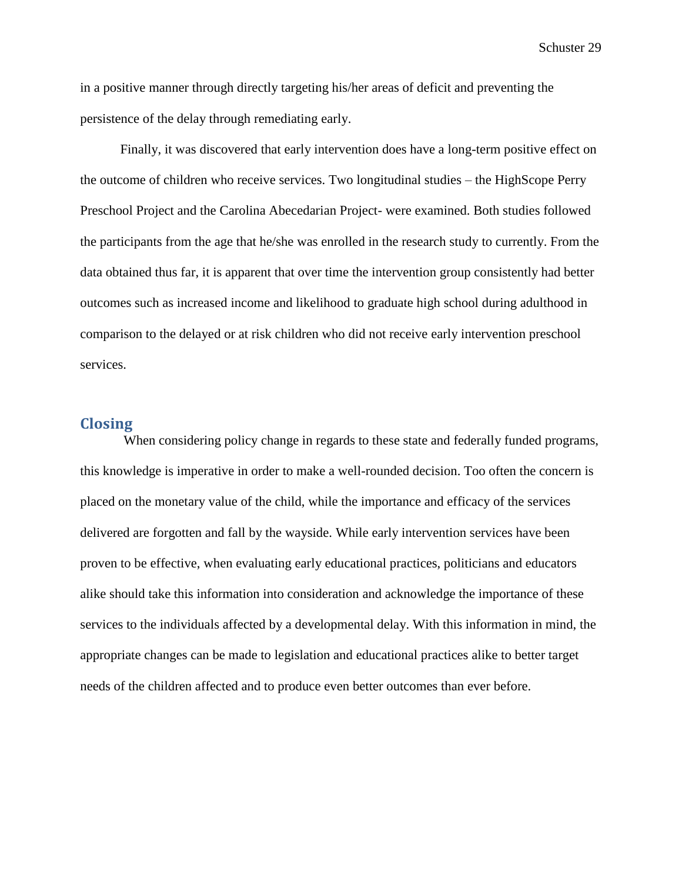in a positive manner through directly targeting his/her areas of deficit and preventing the persistence of the delay through remediating early.

Finally, it was discovered that early intervention does have a long-term positive effect on the outcome of children who receive services. Two longitudinal studies – the HighScope Perry Preschool Project and the Carolina Abecedarian Project- were examined. Both studies followed the participants from the age that he/she was enrolled in the research study to currently. From the data obtained thus far, it is apparent that over time the intervention group consistently had better outcomes such as increased income and likelihood to graduate high school during adulthood in comparison to the delayed or at risk children who did not receive early intervention preschool services.

## Closing

When considering policy change in regards to these state and federally funded programs, this knowledge is imperative in order to make a well-rounded decision. Too often the concern is placed on the monetary value of the child, while the importance and efficacy of the services delivered are forgotten and fall by the wayside. While early intervention services have been proven to be effective, when evaluating early educational practices, politicians and educators alike should take this information into consideration and acknowledge the importance of these services to the individuals affected by a developmental delay. With this information in mind, the appropriate changes can be made to legislation and educational practices alike to better target needs of the children affected and to produce even better outcomes than ever before.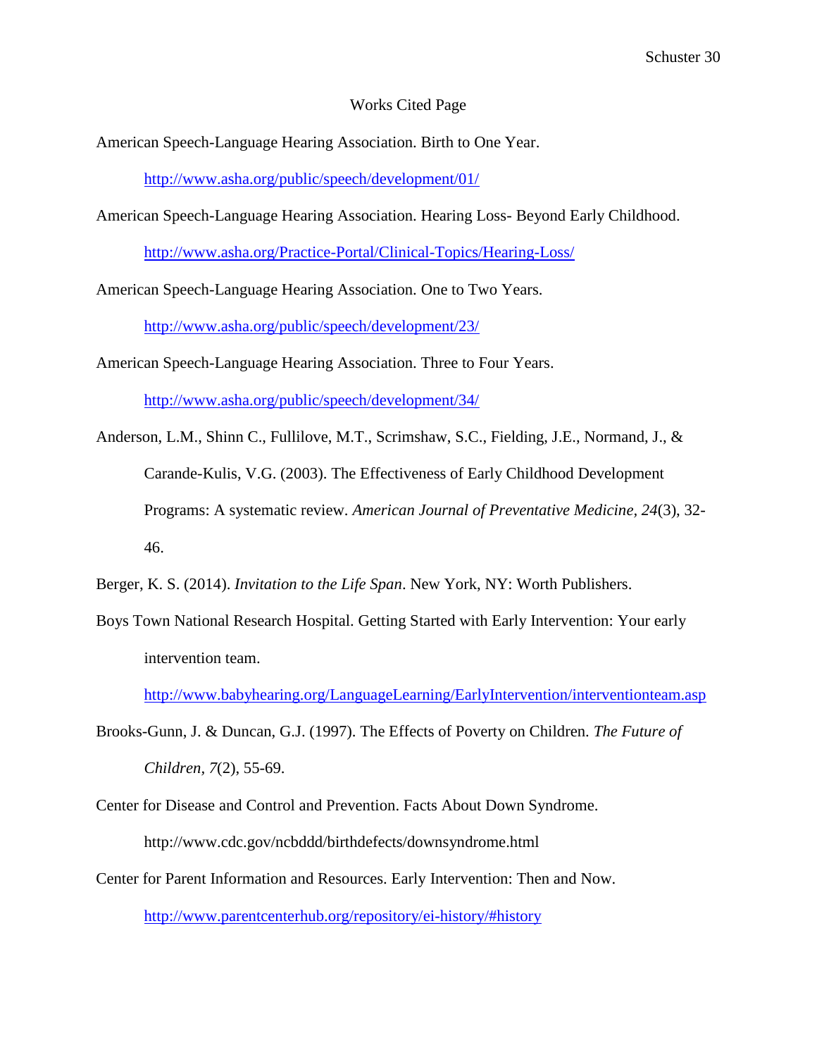# Works Cited Page

American Speech-Language Hearing Association. Birth to One Year.

http://www.asha.org/public/speech/development/01/

American Speech-Language Hearing Association. Hearing Loss- Beyond Early Childhood.

http://www.asha.org/Practice-Portal/Clinical-Topics/Hearing-Loss/

American Speech-Language Hearing Association. One to Two Years.

http://www.asha.org/public/speech/development/23/

American Speech-Language Hearing Association. Three to Four Years.

http://www.asha.org/public/speech/development/34/

Anderson, L.M., Shinn C., Fullilove, M.T., Scrimshaw, S.C., Fielding, J.E., Normand, J., & Carande-Kulis, V.G. (2003). The Effectiveness of Early Childhood Development Programs: A systematic review. *American Journal of Preventative Medicine, 24*(3), 32-46.

Berger, K. S. (2014). *Invitation to the Life Span*. New York, NY: Worth Publishers.

Boys Town National Research Hospital. Getting Started with Early Intervention: Your early intervention team.

http://www.babyhearing.org/LanguageLearning/EarlyIntervention/interventionteam.asp

Brooks-Gunn, J. & Duncan, G.J. (1997). The Effects of Poverty on Children. *The Future of Children, 7*(2), 55-69.

Center for Disease and Control and Prevention. Facts About Down Syndrome.

http://www.cdc.gov/ncbddd/birthdefects/downsyndrome.html

Center for Parent Information and Resources. Early Intervention: Then and Now.

http://www.parentcenterhub.org/repository/ei-history/#history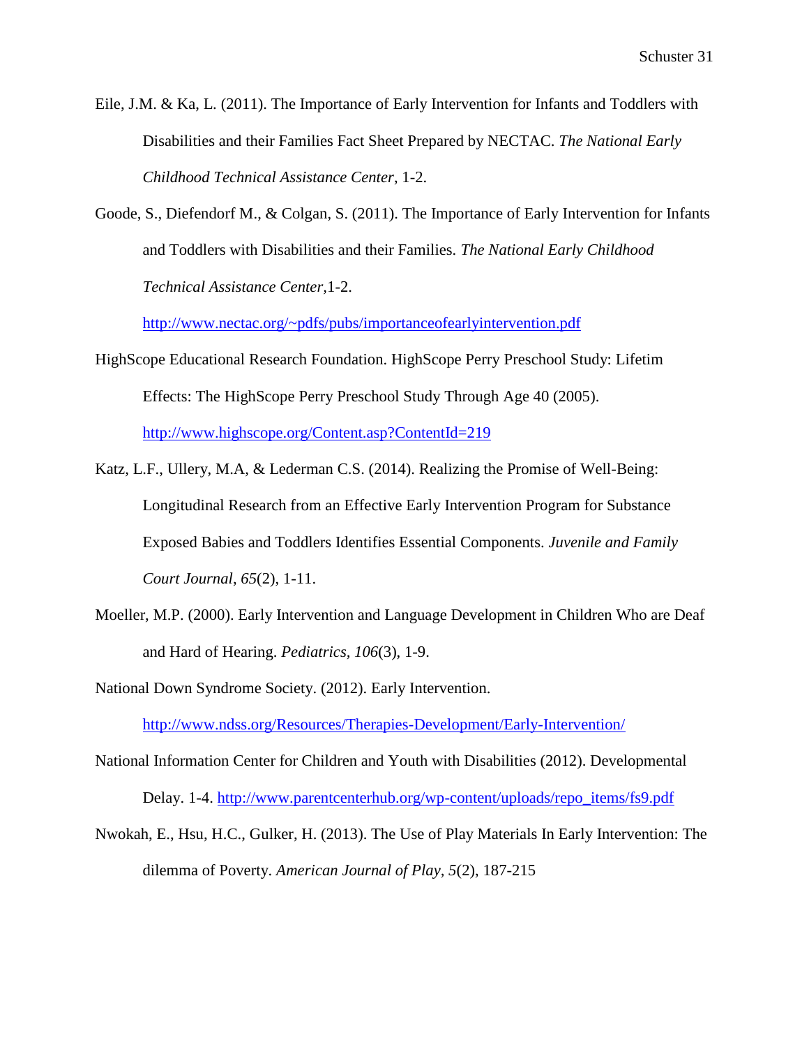Eile, J.M. & Ka, L. (2011). The Importance of Early Intervention for Infants and Toddlers with Disabilities and their Families Fact Sheet Prepared by NECTAC. *The National Early Childhood Technical Assistance Center*, 1-2.

Goode, S., Diefendorf M., & Colgan, S. (2011). The Importance of Early Intervention for Infants and Toddlers with Disabilities and their Families. *The National Early Childhood Technical Assistance Center,*1-2. http://www.nectac.org/~pdfs/pubs/importanceofearlyintervention.pdf

HighScope Educational Research Foundation. HighScope Perry Preschool Study: Lifetim Effects: The HighScope Perry Preschool Study Through Age 40 (2005). http://www.highscope.org/Content.asp?ContentId=219

Katz, L.F., Ullery, M.A, & Lederman C.S. (2014). Realizing the Promise of Well-Being: Longitudinal Research from an Effective Early Intervention Program for Substance Exposed Babies and Toddlers Identifies Essential Components. *Juvenile and Family Court Journal*, *65*(2), 1-11.

Moeller, M.P. (2000). Early Intervention and Language Development in Children Who are Deaf and Hard of Hearing. *Pediatrics, 106*(3), 1-9.

National Down Syndrome Society. (2012). Early Intervention. http://www.ndss.org/Resources/Therapies-Development/Early-Intervention/

National Information Center for Children and Youth with Disabilities (2012). Developmental Delay. 1-4. http://www.parentcenterhub.org/wp-content/uploads/repo_items/fs9.pdf

Nwokah, E., Hsu, H.C., Gulker, H. (2013). The Use of Play Materials In Early Intervention: The dilemma of Poverty. *American Journal of Play*, *5*(2), 187-215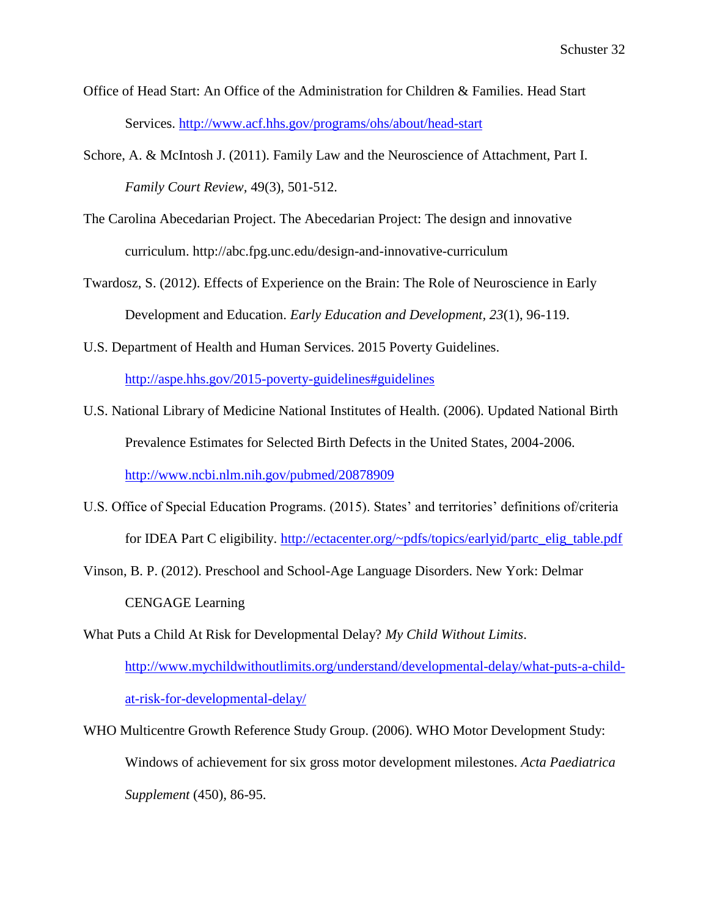Office of Head Start: An Office of the Administration for Children & Families. Head Start Services. http://www.acf.hhs.gov/programs/ohs/about/head-start

Schore, A. & McIntosh J. (2011). Family Law and the Neuroscience of Attachment, Part I. *Family Court Review*, 49(3), 501-512.

The Carolina Abecedarian Project. The Abecedarian Project: The design and innovative curriculum. http://abc.fpg.unc.edu/design-and-innovative-curriculum

Twardosz, S. (2012). Effects of Experience on the Brain: The Role of Neuroscience in Early Development and Education. *Early Education and Development*, *23*(1), 96-119.

U.S. Department of Health and Human Services. 2015 Poverty Guidelines. http://aspe.hhs.gov/2015-poverty-guidelines#guidelines

U.S. National Library of Medicine National Institutes of Health. (2006). Updated National Birth Prevalence Estimates for Selected Birth Defects in the United States, 2004-2006. http://www.ncbi.nlm.nih.gov/pubmed/20878909

U.S. Office of Special Education Programs. (2015). States' and territories' definitions of/criteria for IDEA Part C eligibility. http://ectacenter.org/~pdfs/topics/earlyid/partc_elig_table.pdf

Vinson, B. P. (2012). Preschool and School-Age Language Disorders. New York: Delmar CENGAGE Learning

What Puts a Child At Risk for Developmental Delay? *My Child Without Limits*. http://www.mychildwithoutlimits.org/understand/developmental-delay/what-puts-a-child-at-risk-for-developmental-delay/

WHO Multicentre Growth Reference Study Group. (2006). WHO Motor Development Study: Windows of achievement for six gross motor development milestones. *Acta Paediatrica Supplement* (450), 86-95.